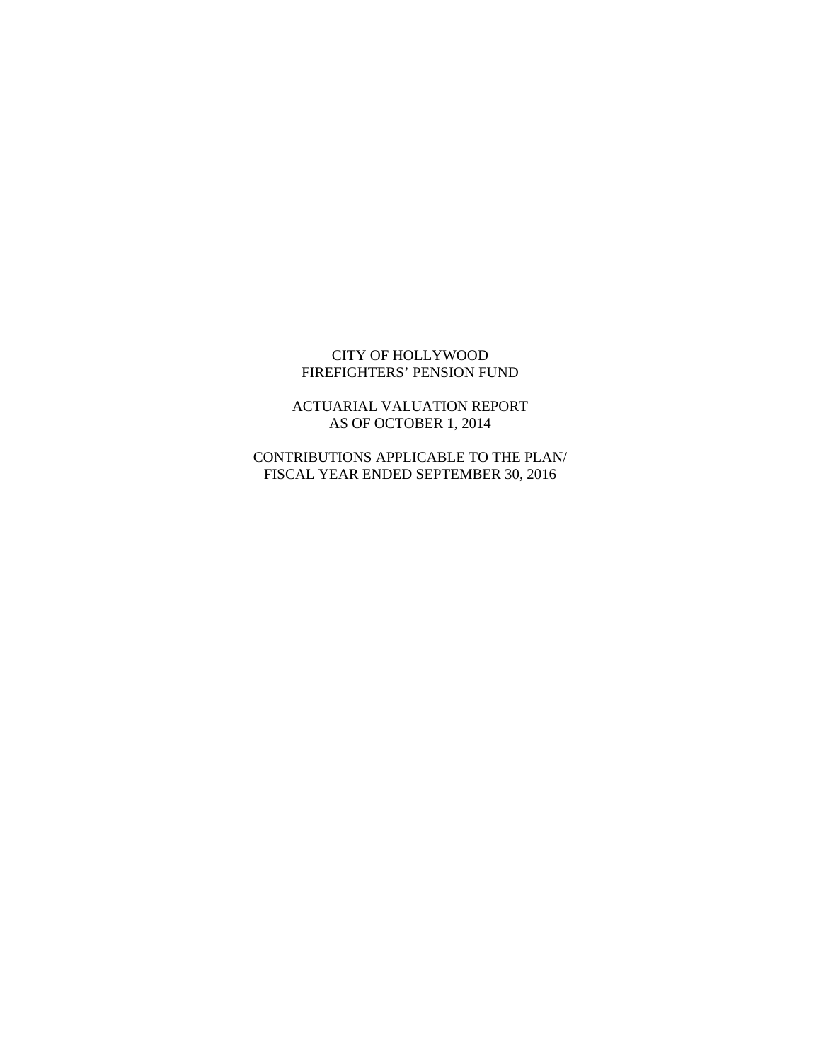# CITY OF HOLLYWOOD
# FIREFIGHTERS' PENSION FUND

## ACTUARIAL VALUATION REPORT
## AS OF OCTOBER 1, 2014

### CONTRIBUTIONS APPLICABLE TO THE PLAN/
### FISCAL YEAR ENDED SEPTEMBER 30, 2016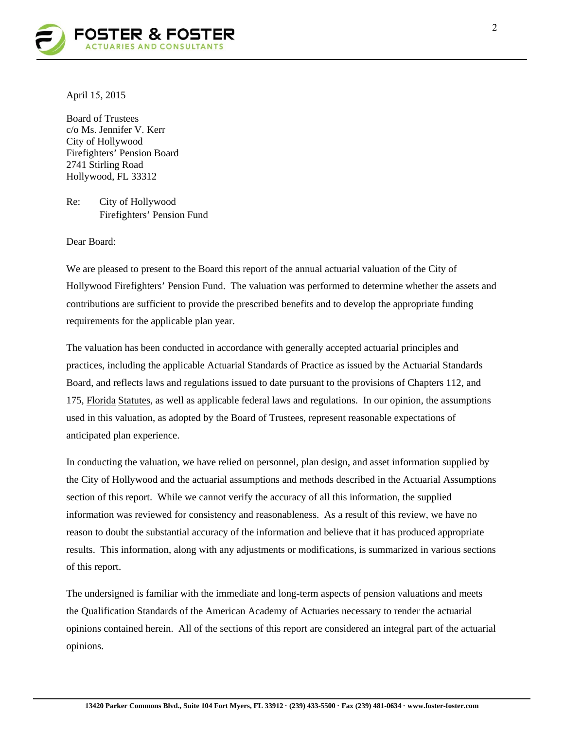April 15, 2015

Board of Trustees
c/o Ms. Jennifer V. Kerr
City of Hollywood
Firefighters' Pension Board
2741 Stirling Road
Hollywood, FL 33312

Re: City of Hollywood
Firefighters' Pension Fund

Dear Board:

We are pleased to present to the Board this report of the annual actuarial valuation of the City of Hollywood Firefighters' Pension Fund. The valuation was performed to determine whether the assets and contributions are sufficient to provide the prescribed benefits and to develop the appropriate funding requirements for the applicable plan year.

The valuation has been conducted in accordance with generally accepted actuarial principles and practices, including the applicable Actuarial Standards of Practice as issued by the Actuarial Standards Board, and reflects laws and regulations issued to date pursuant to the provisions of Chapters 112, and 175, Florida Statutes, as well as applicable federal laws and regulations. In our opinion, the assumptions used in this valuation, as adopted by the Board of Trustees, represent reasonable expectations of anticipated plan experience.

In conducting the valuation, we have relied on personnel, plan design, and asset information supplied by the City of Hollywood and the actuarial assumptions and methods described in the Actuarial Assumptions section of this report. While we cannot verify the accuracy of all this information, the supplied information was reviewed for consistency and reasonableness. As a result of this review, we have no reason to doubt the substantial accuracy of the information and believe that it has produced appropriate results. This information, along with any adjustments or modifications, is summarized in various sections of this report.

The undersigned is familiar with the immediate and long-term aspects of pension valuations and meets the Qualification Standards of the American Academy of Actuaries necessary to render the actuarial opinions contained herein. All of the sections of this report are considered an integral part of the actuarial opinions.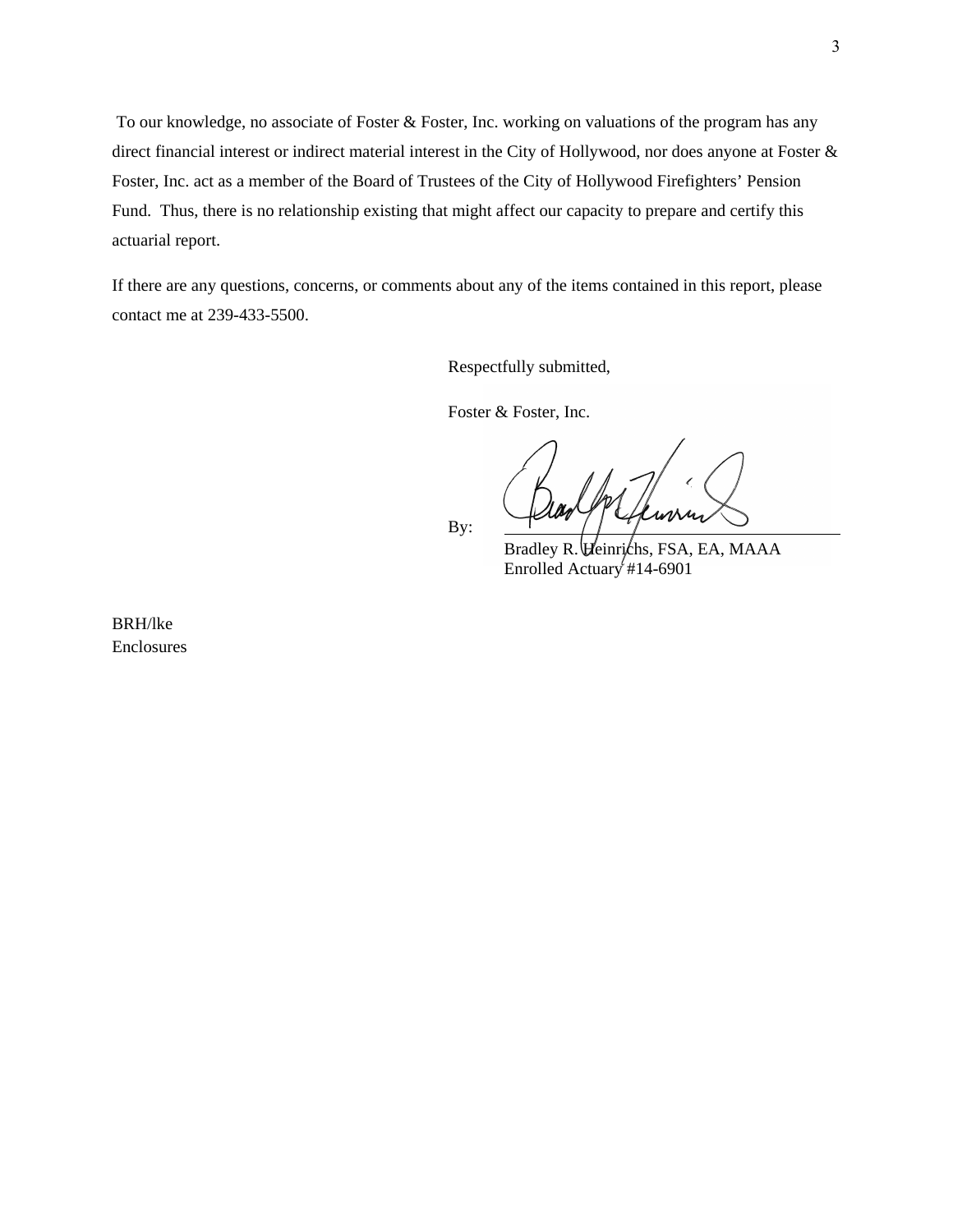To our knowledge, no associate of Foster & Foster, Inc. working on valuations of the program has any direct financial interest or indirect material interest in the City of Hollywood, nor does anyone at Foster & Foster, Inc. act as a member of the Board of Trustees of the City of Hollywood Firefighters' Pension Fund. Thus, there is no relationship existing that might affect our capacity to prepare and certify this actuarial report.

If there are any questions, concerns, or comments about any of the items contained in this report, please contact me at 239-433-5500.

Respectfully submitted,

Foster & Foster, Inc.

By: ______________________________
Bradley R. Heinrichs, FSA, EA, MAAA
Enrolled Actuary #14-6901

BRH/lke
Enclosures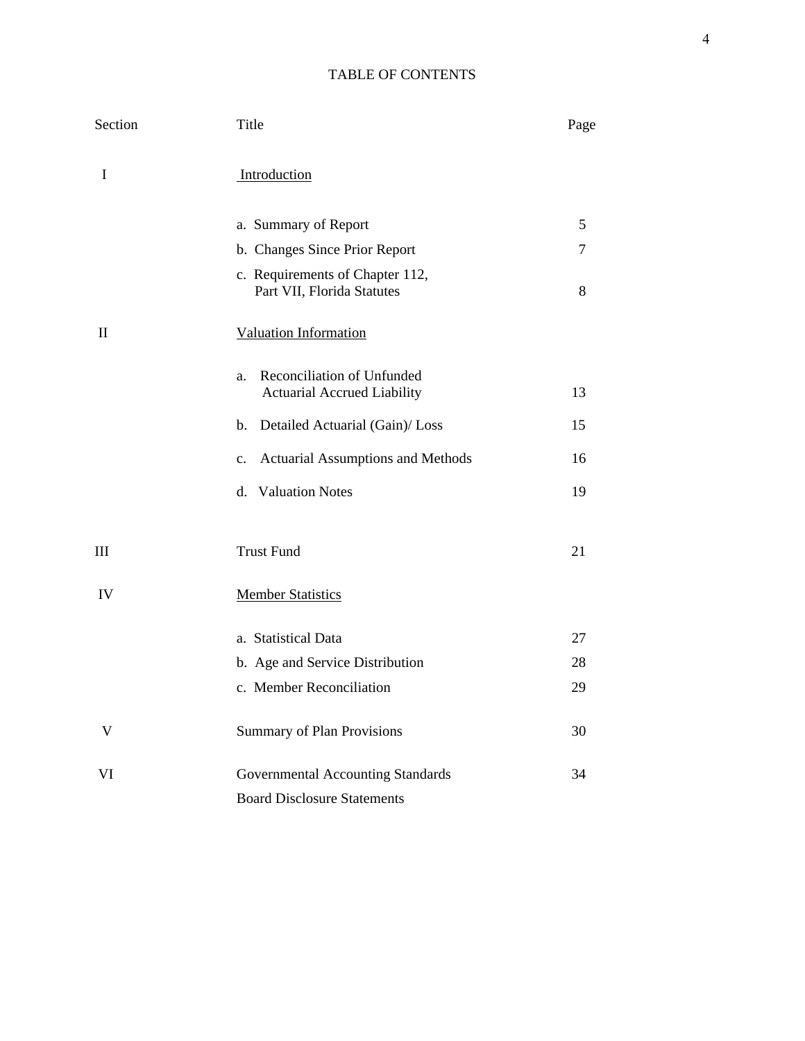# TABLE OF CONTENTS

| Section | Title | Page |
|---|---|---|
| I | Introduction | |
| | a. Summary of Report | 5 |
| | b. Changes Since Prior Report | 7 |
| | c. Requirements of Chapter 112, Part VII, Florida Statutes | 8 |
| II | Valuation Information | |
| | a. Reconciliation of Unfunded Actuarial Accrued Liability | 13 |
| | b. Detailed Actuarial (Gain)/ Loss | 15 |
| | c. Actuarial Assumptions and Methods | 16 |
| | d. Valuation Notes | 19 |
| III | Trust Fund | 21 |
| IV | Member Statistics | |
| | a. Statistical Data | 27 |
| | b. Age and Service Distribution | 28 |
| | c. Member Reconciliation | 29 |
| V | Summary of Plan Provisions | 30 |
| VI | Governmental Accounting Standards Board Disclosure Statements | 34 |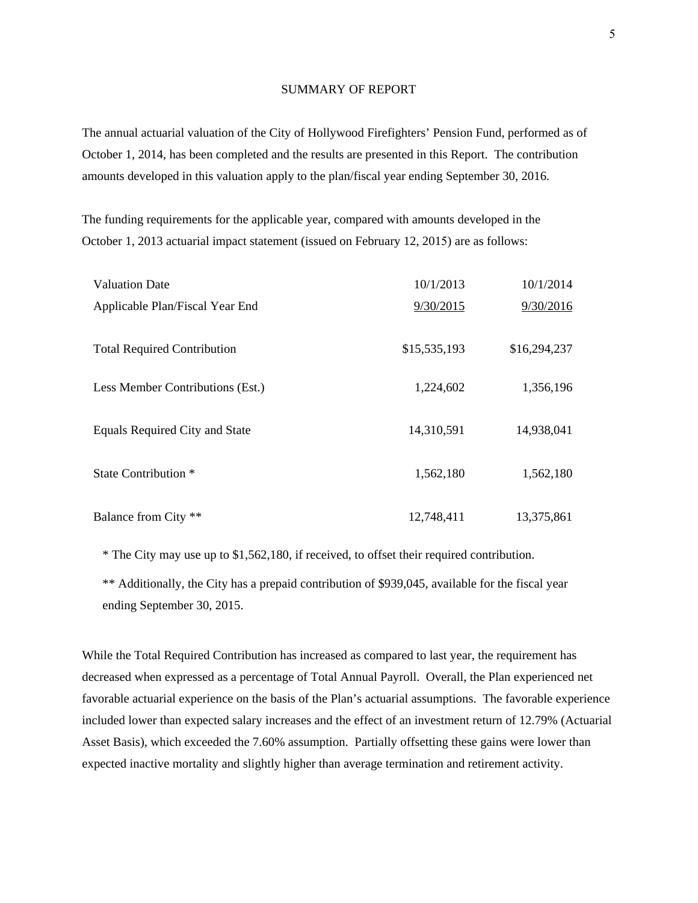## SUMMARY OF REPORT

The annual actuarial valuation of the City of Hollywood Firefighters' Pension Fund, performed as of October 1, 2014, has been completed and the results are presented in this Report. The contribution amounts developed in this valuation apply to the plan/fiscal year ending September 30, 2016.

The funding requirements for the applicable year, compared with amounts developed in the October 1, 2013 actuarial impact statement (issued on February 12, 2015) are as follows:

| Valuation Date | 10/1/2013 | 10/1/2014 |
|---|---|---|
| Applicable Plan/Fiscal Year End | 9/30/2015 | 9/30/2016 |
| Total Required Contribution | $15,535,193 | $16,294,237 |
| Less Member Contributions (Est.) | 1,224,602 | 1,356,196 |
| Equals Required City and State | 14,310,591 | 14,938,041 |
| State Contribution * | 1,562,180 | 1,562,180 |
| Balance from City ** | 12,748,411 | 13,375,861 |

* The City may use up to $1,562,180, if received, to offset their required contribution.

** Additionally, the City has a prepaid contribution of $939,045, available for the fiscal year ending September 30, 2015.

While the Total Required Contribution has increased as compared to last year, the requirement has decreased when expressed as a percentage of Total Annual Payroll. Overall, the Plan experienced net favorable actuarial experience on the basis of the Plan's actuarial assumptions. The favorable experience included lower than expected salary increases and the effect of an investment return of 12.79% (Actuarial Asset Basis), which exceeded the 7.60% assumption. Partially offsetting these gains were lower than expected inactive mortality and slightly higher than average termination and retirement activity.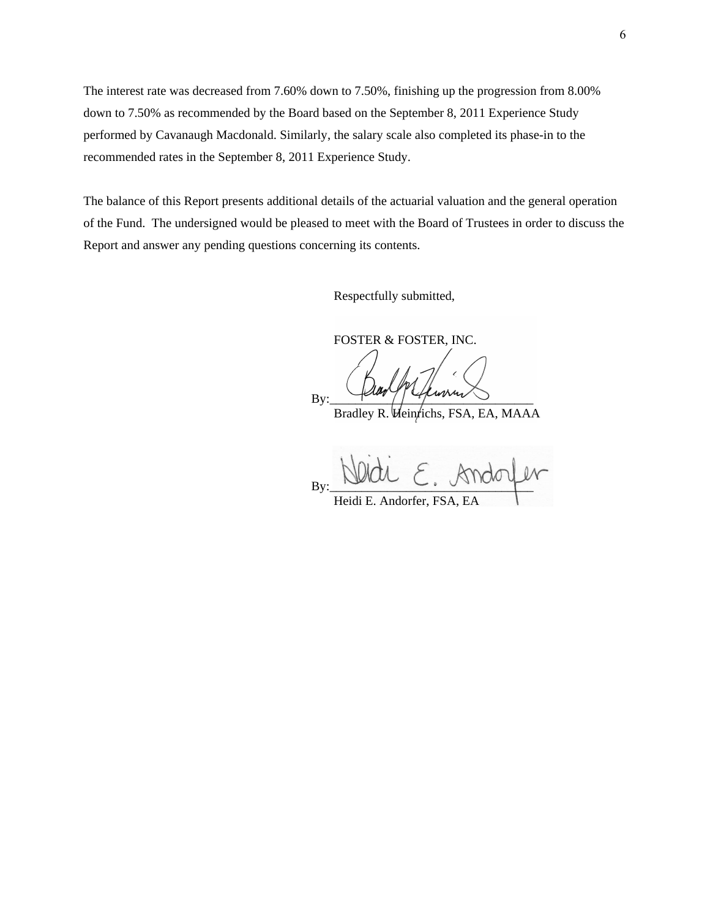The interest rate was decreased from 7.60% down to 7.50%, finishing up the progression from 8.00% down to 7.50% as recommended by the Board based on the September 8, 2011 Experience Study performed by Cavanaugh Macdonald. Similarly, the salary scale also completed its phase-in to the recommended rates in the September 8, 2011 Experience Study.

The balance of this Report presents additional details of the actuarial valuation and the general operation of the Fund. The undersigned would be pleased to meet with the Board of Trustees in order to discuss the Report and answer any pending questions concerning its contents.

Respectfully submitted,

FOSTER & FOSTER, INC.

By:\_\_\_\_\_\_\_\_\_\_\_\_\_\_\_\_\_\_\_\_\_\_\_\_\_\_\_\_\_\_\_\_
Bradley R. Heinrichs, FSA, EA, MAAA

By:\_\_\_\_\_\_\_\_\_\_\_\_\_\_\_\_\_\_\_\_\_\_\_\_\_\_\_\_\_\_\_\_
Heidi E. Andorfer, FSA, EA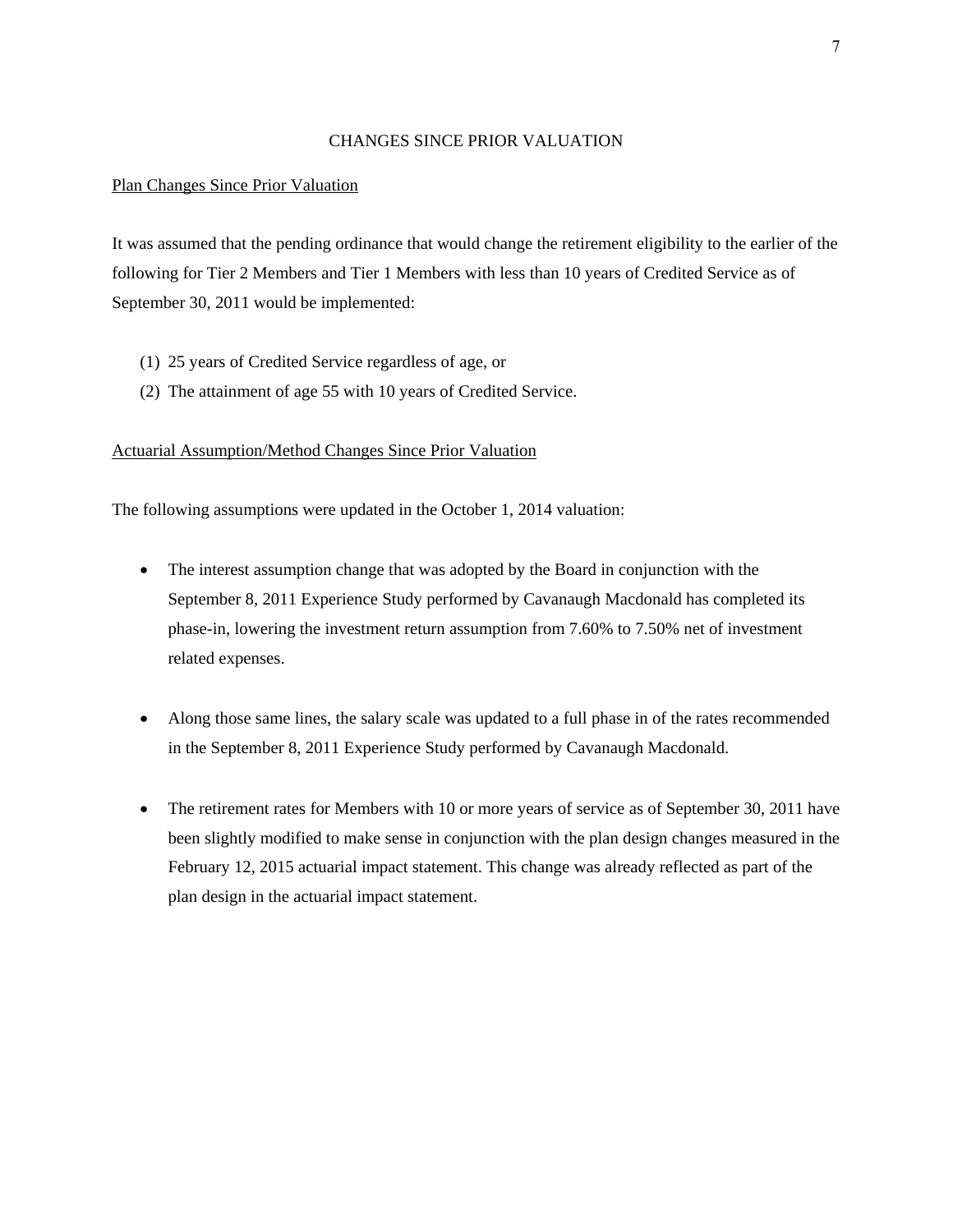## CHANGES SINCE PRIOR VALUATION

### Plan Changes Since Prior Valuation

It was assumed that the pending ordinance that would change the retirement eligibility to the earlier of the following for Tier 2 Members and Tier 1 Members with less than 10 years of Credited Service as of September 30, 2011 would be implemented:

(1) 25 years of Credited Service regardless of age, or
(2) The attainment of age 55 with 10 years of Credited Service.

### Actuarial Assumption/Method Changes Since Prior Valuation

The following assumptions were updated in the October 1, 2014 valuation:

- The interest assumption change that was adopted by the Board in conjunction with the September 8, 2011 Experience Study performed by Cavanaugh Macdonald has completed its phase-in, lowering the investment return assumption from 7.60% to 7.50% net of investment related expenses.

- Along those same lines, the salary scale was updated to a full phase in of the rates recommended in the September 8, 2011 Experience Study performed by Cavanaugh Macdonald.

- The retirement rates for Members with 10 or more years of service as of September 30, 2011 have been slightly modified to make sense in conjunction with the plan design changes measured in the February 12, 2015 actuarial impact statement. This change was already reflected as part of the plan design in the actuarial impact statement.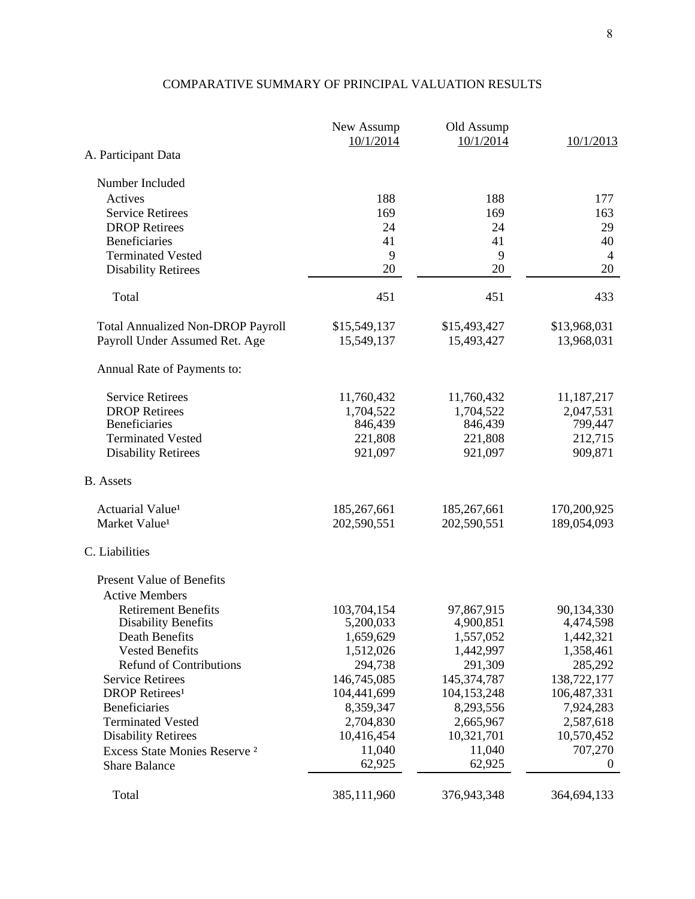# COMPARATIVE SUMMARY OF PRINCIPAL VALUATION RESULTS

| | New Assump 10/1/2014 | Old Assump 10/1/2014 | 10/1/2013 |
|---|---|---|---|
| **A. Participant Data** | | | |
| Number Included | | | |
| Actives | 188 | 188 | 177 |
| Service Retirees | 169 | 169 | 163 |
| DROP Retirees | 24 | 24 | 29 |
| Beneficiaries | 41 | 41 | 40 |
| Terminated Vested | 9 | 9 | 4 |
| Disability Retirees | 20 | 20 | 20 |
| Total | 451 | 451 | 433 |
| Total Annualized Non-DROP Payroll | $15,549,137 | $15,493,427 | $13,968,031 |
| Payroll Under Assumed Ret. Age | 15,549,137 | 15,493,427 | 13,968,031 |
| Annual Rate of Payments to: | | | |
| Service Retirees | 11,760,432 | 11,760,432 | 11,187,217 |
| DROP Retirees | 1,704,522 | 1,704,522 | 2,047,531 |
| Beneficiaries | 846,439 | 846,439 | 799,447 |
| Terminated Vested | 221,808 | 221,808 | 212,715 |
| Disability Retirees | 921,097 | 921,097 | 909,871 |
| **B. Assets** | | | |
| Actuarial Value[1] | 185,267,661 | 185,267,661 | 170,200,925 |
| Market Value[1] | 202,590,551 | 202,590,551 | 189,054,093 |
| **C. Liabilities** | | | |
| Present Value of Benefits | | | |
| Active Members | | | |
| Retirement Benefits | 103,704,154 | 97,867,915 | 90,134,330 |
| Disability Benefits | 5,200,033 | 4,900,851 | 4,474,598 |
| Death Benefits | 1,659,629 | 1,557,052 | 1,442,321 |
| Vested Benefits | 1,512,026 | 1,442,997 | 1,358,461 |
| Refund of Contributions | 294,738 | 291,309 | 285,292 |
| Service Retirees | 146,745,085 | 145,374,787 | 138,722,177 |
| DROP Retirees[1] | 104,441,699 | 104,153,248 | 106,487,331 |
| Beneficiaries | 8,359,347 | 8,293,556 | 7,924,283 |
| Terminated Vested | 2,704,830 | 2,665,967 | 2,587,618 |
| Disability Retirees | 10,416,454 | 10,321,701 | 10,570,452 |
| Excess State Monies Reserve [2] | 11,040 | 11,040 | 707,270 |
| Share Balance | 62,925 | 62,925 | 0 |
| Total | 385,111,960 | 376,943,348 | 364,694,133 |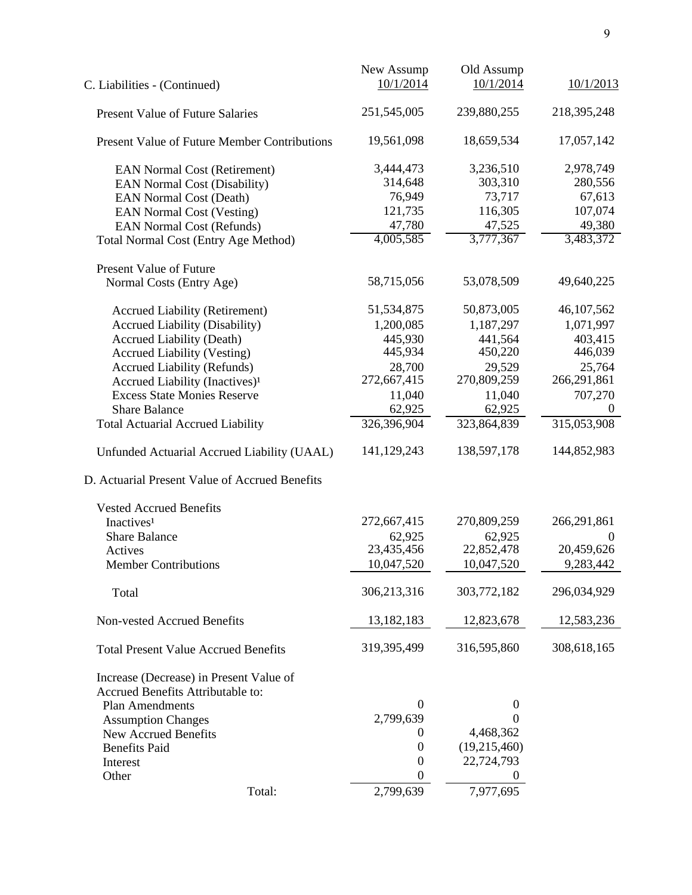| C. Liabilities - (Continued) | New Assump 10/1/2014 | Old Assump 10/1/2014 | 10/1/2013 |
|---|---|---|---|
| Present Value of Future Salaries | 251,545,005 | 239,880,255 | 218,395,248 |
| Present Value of Future Member Contributions | 19,561,098 | 18,659,534 | 17,057,142 |
| EAN Normal Cost (Retirement) | 3,444,473 | 3,236,510 | 2,978,749 |
| EAN Normal Cost (Disability) | 314,648 | 303,310 | 280,556 |
| EAN Normal Cost (Death) | 76,949 | 73,717 | 67,613 |
| EAN Normal Cost (Vesting) | 121,735 | 116,305 | 107,074 |
| EAN Normal Cost (Refunds) | 47,780 | 47,525 | 49,380 |
| Total Normal Cost (Entry Age Method) | 4,005,585 | 3,777,367 | 3,483,372 |
| Present Value of Future Normal Costs (Entry Age) | 58,715,056 | 53,078,509 | 49,640,225 |
| Accrued Liability (Retirement) | 51,534,875 | 50,873,005 | 46,107,562 |
| Accrued Liability (Disability) | 1,200,085 | 1,187,297 | 1,071,997 |
| Accrued Liability (Death) | 445,930 | 441,564 | 403,415 |
| Accrued Liability (Vesting) | 445,934 | 450,220 | 446,039 |
| Accrued Liability (Refunds) | 28,700 | 29,529 | 25,764 |
| Accrued Liability (Inactives)[1] | 272,667,415 | 270,809,259 | 266,291,861 |
| Excess State Monies Reserve | 11,040 | 11,040 | 707,270 |
| Share Balance | 62,925 | 62,925 | 0 |
| Total Actuarial Accrued Liability | 326,396,904 | 323,864,839 | 315,053,908 |
| Unfunded Actuarial Accrued Liability (UAAL) | 141,129,243 | 138,597,178 | 144,852,983 |

| D. Actuarial Present Value of Accrued Benefits | New Assump 10/1/2014 | Old Assump 10/1/2014 | 10/1/2013 |
|---|---|---|---|
| Vested Accrued Benefits | | | |
| Inactives[1] | 272,667,415 | 270,809,259 | 266,291,861 |
| Share Balance | 62,925 | 62,925 | 0 |
| Actives | 23,435,456 | 22,852,478 | 20,459,626 |
| Member Contributions | 10,047,520 | 10,047,520 | 9,283,442 |
| Total | 306,213,316 | 303,772,182 | 296,034,929 |
| Non-vested Accrued Benefits | 13,182,183 | 12,823,678 | 12,583,236 |
| Total Present Value Accrued Benefits | 319,395,499 | 316,595,860 | 308,618,165 |
| Increase (Decrease) in Present Value of Accrued Benefits Attributable to: | | | |
| Plan Amendments | 0 | 0 | |
| Assumption Changes | 2,799,639 | 0 | |
| New Accrued Benefits | 0 | 4,468,362 | |
| Benefits Paid | 0 | (19,215,460) | |
| Interest | 0 | 22,724,793 | |
| Other | 0 | 0 | |
| Total: | 2,799,639 | 7,977,695 | |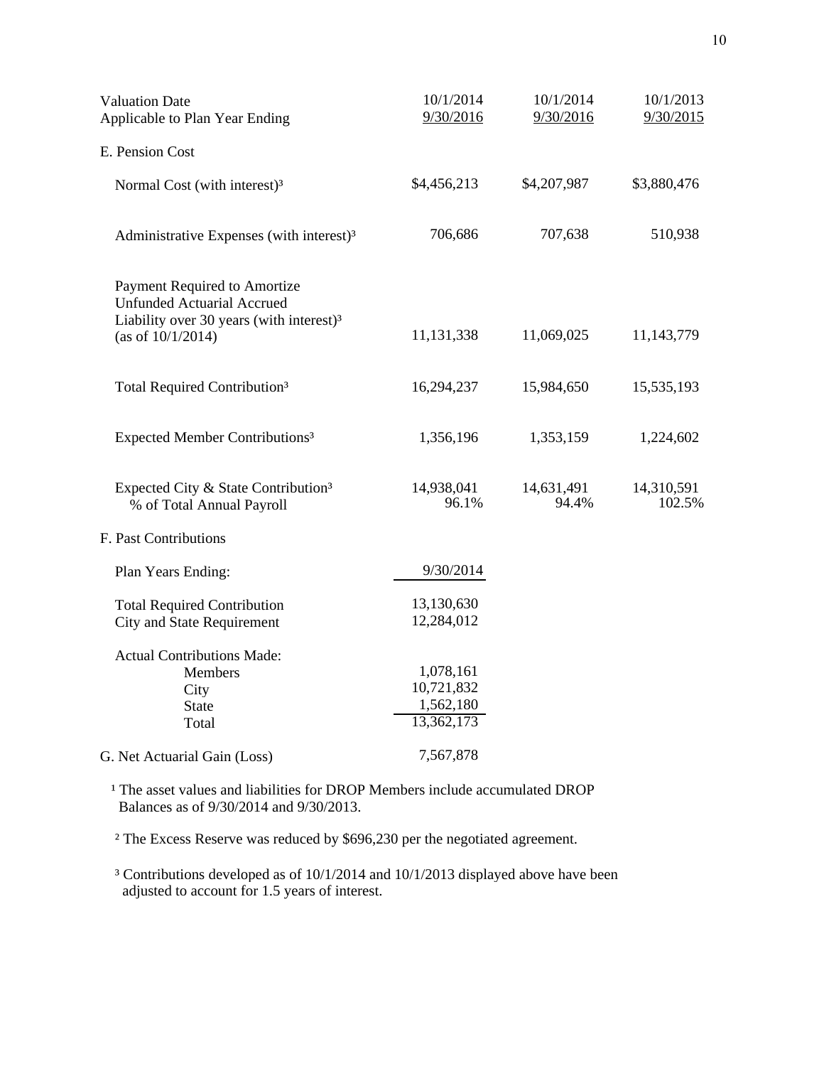| Valuation Date<br>Applicable to Plan Year Ending | 10/1/2014<br>9/30/2016 | 10/1/2014<br>9/30/2016 | 10/1/2013<br>9/30/2015 |
|---|---|---|---|
| E. Pension Cost | | | |
| Normal Cost (with interest)[3] | $4,456,213 | $4,207,987 | $3,880,476 |
| Administrative Expenses (with interest)[3] | 706,686 | 707,638 | 510,938 |
| Payment Required to Amortize Unfunded Actuarial Accrued Liability over 30 years (with interest)[3] (as of 10/1/2014) | 11,131,338 | 11,069,025 | 11,143,779 |
| Total Required Contribution[3] | 16,294,237 | 15,984,650 | 15,535,193 |
| Expected Member Contributions[3] | 1,356,196 | 1,353,159 | 1,224,602 |
| Expected City & State Contribution[3] | 14,938,041 | 14,631,491 | 14,310,591 |
| % of Total Annual Payroll | 96.1% | 94.4% | 102.5% |
| F. Past Contributions | | | |
| Plan Years Ending: | 9/30/2014 | | |
| Total Required Contribution | 13,130,630 | | |
| City and State Requirement | 12,284,012 | | |
| Actual Contributions Made: | | | |
| Members | 1,078,161 | | |
| City | 10,721,832 | | |
| State | 1,562,180 | | |
| Total | 13,362,173 | | |
| G. Net Actuarial Gain (Loss) | 7,567,878 | | |

[1] The asset values and liabilities for DROP Members include accumulated DROP Balances as of 9/30/2014 and 9/30/2013.

[2] The Excess Reserve was reduced by $696,230 per the negotiated agreement.

[3] Contributions developed as of 10/1/2014 and 10/1/2013 displayed above have been adjusted to account for 1.5 years of interest.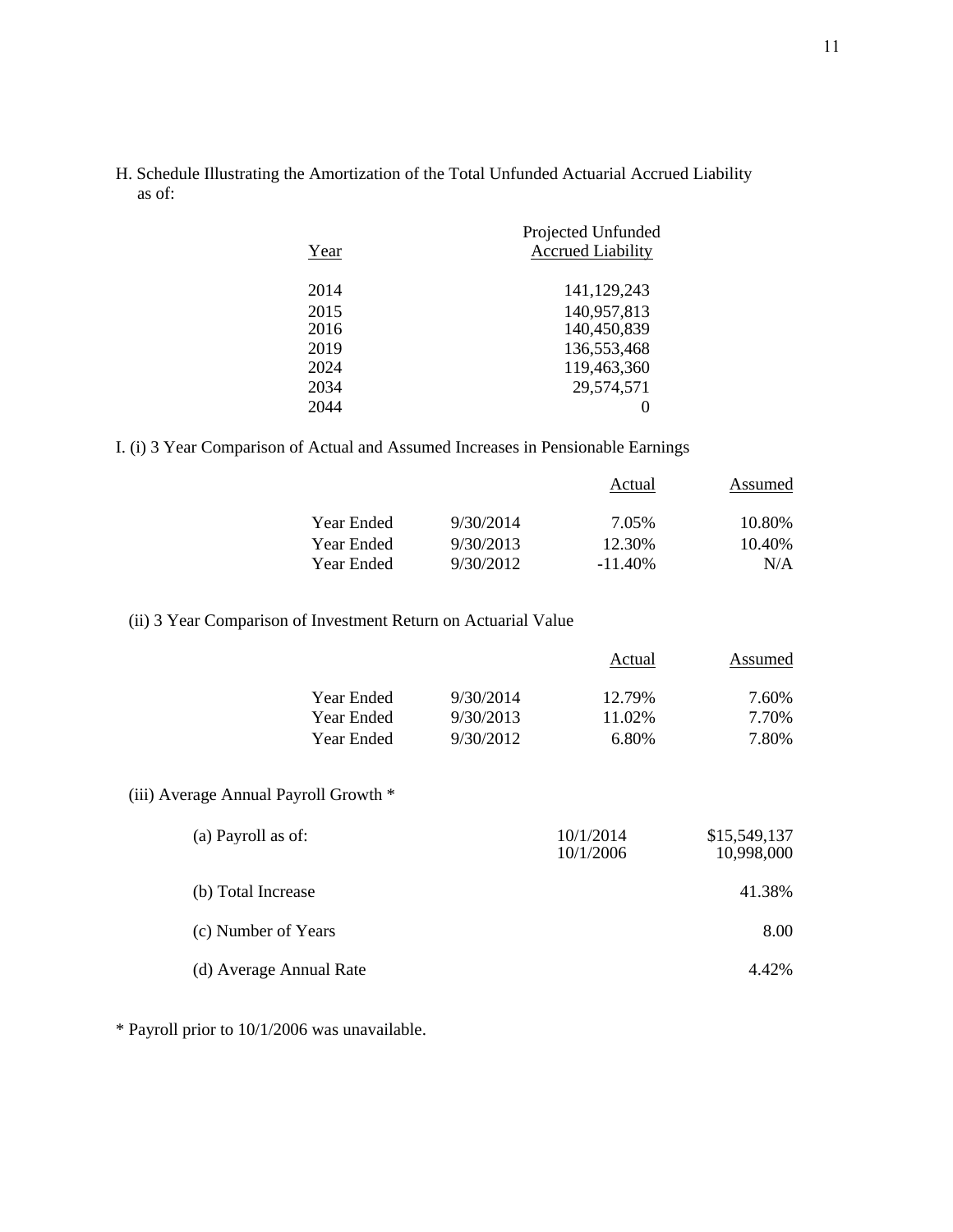H. Schedule Illustrating the Amortization of the Total Unfunded Actuarial Accrued Liability as of:

| Year | Projected Unfunded Accrued Liability |
|---|---|
| 2014 | 141,129,243 |
| 2015 | 140,957,813 |
| 2016 | 140,450,839 |
| 2019 | 136,553,468 |
| 2024 | 119,463,360 |
| 2034 | 29,574,571 |
| 2044 | 0 |

I. (i) 3 Year Comparison of Actual and Assumed Increases in Pensionable Earnings

| | | Actual | Assumed |
|---|---|---|---|
| Year Ended | 9/30/2014 | 7.05% | 10.80% |
| Year Ended | 9/30/2013 | 12.30% | 10.40% |
| Year Ended | 9/30/2012 | -11.40% | N/A |

(ii) 3 Year Comparison of Investment Return on Actuarial Value

| | | Actual | Assumed |
|---|---|---|---|
| Year Ended | 9/30/2014 | 12.79% | 7.60% |
| Year Ended | 9/30/2013 | 11.02% | 7.70% |
| Year Ended | 9/30/2012 | 6.80% | 7.80% |

(iii) Average Annual Payroll Growth *

| | | |
|---|---|---|
| (a) Payroll as of: | 10/1/2014 | $15,549,137 |
| | 10/1/2006 | 10,998,000 |
| (b) Total Increase | | 41.38% |
| (c) Number of Years | | 8.00 |
| (d) Average Annual Rate | | 4.42% |

* Payroll prior to 10/1/2006 was unavailable.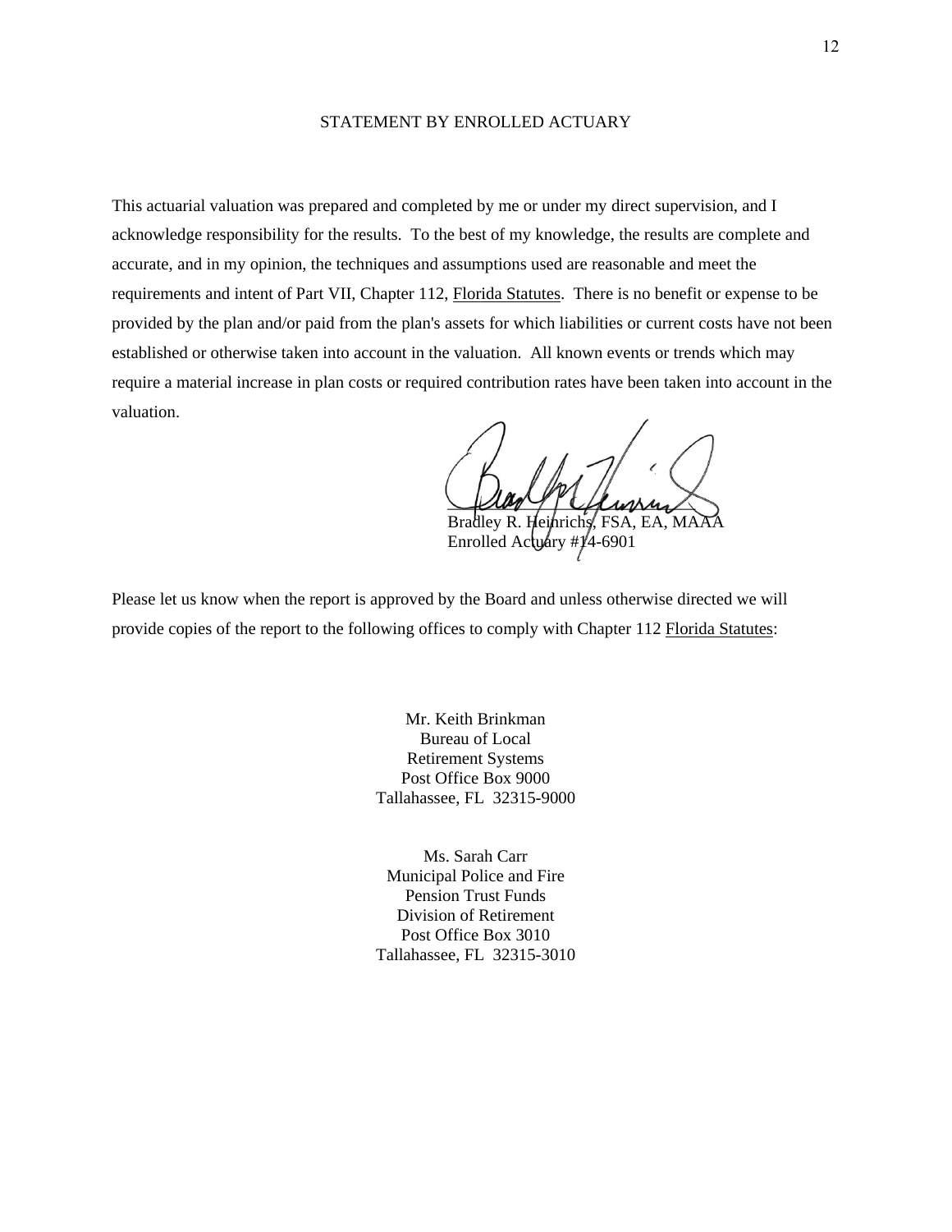## STATEMENT BY ENROLLED ACTUARY

This actuarial valuation was prepared and completed by me or under my direct supervision, and I acknowledge responsibility for the results. To the best of my knowledge, the results are complete and accurate, and in my opinion, the techniques and assumptions used are reasonable and meet the requirements and intent of Part VII, Chapter 112, Florida Statutes. There is no benefit or expense to be provided by the plan and/or paid from the plan's assets for which liabilities or current costs have not been established or otherwise taken into account in the valuation. All known events or trends which may require a material increase in plan costs or required contribution rates have been taken into account in the valuation.

Bradley R. Heinrichs, FSA, EA, MAAA
Enrolled Actuary #14-6901

Please let us know when the report is approved by the Board and unless otherwise directed we will provide copies of the report to the following offices to comply with Chapter 112 Florida Statutes:

Mr. Keith Brinkman
Bureau of Local
Retirement Systems
Post Office Box 9000
Tallahassee, FL 32315-9000

Ms. Sarah Carr
Municipal Police and Fire
Pension Trust Funds
Division of Retirement
Post Office Box 3010
Tallahassee, FL 32315-3010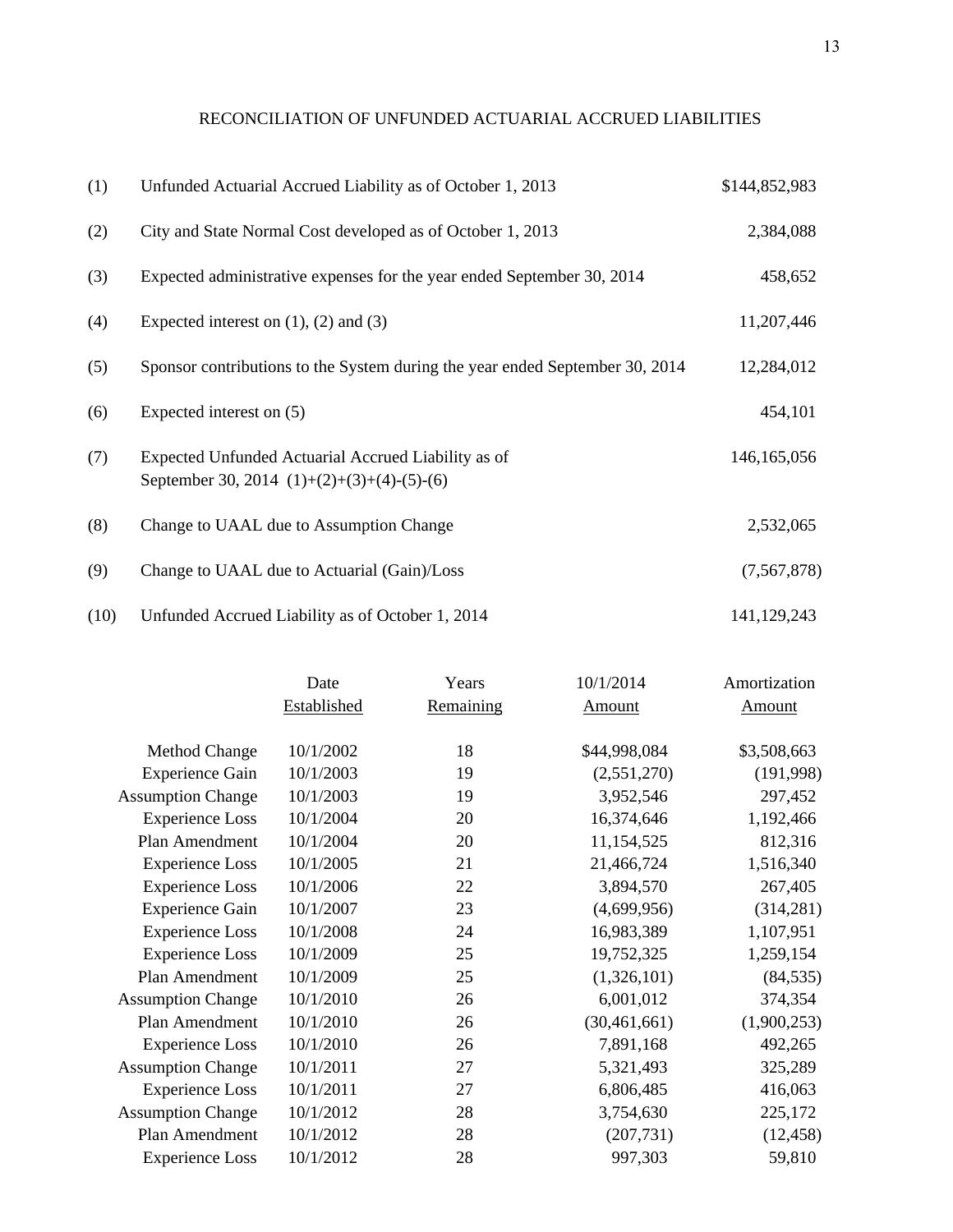# RECONCILIATION OF UNFUNDED ACTUARIAL ACCRUED LIABILITIES

| | | |
|---|---|---|
| (1) | Unfunded Actuarial Accrued Liability as of October 1, 2013 | $144,852,983 |
| (2) | City and State Normal Cost developed as of October 1, 2013 | 2,384,088 |
| (3) | Expected administrative expenses for the year ended September 30, 2014 | 458,652 |
| (4) | Expected interest on (1), (2) and (3) | 11,207,446 |
| (5) | Sponsor contributions to the System during the year ended September 30, 2014 | 12,284,012 |
| (6) | Expected interest on (5) | 454,101 |
| (7) | Expected Unfunded Actuarial Accrued Liability as of September 30, 2014 (1)+(2)+(3)+(4)-(5)-(6) | 146,165,056 |
| (8) | Change to UAAL due to Assumption Change | 2,532,065 |
| (9) | Change to UAAL due to Actuarial (Gain)/Loss | (7,567,878) |
| (10) | Unfunded Accrued Liability as of October 1, 2014 | 141,129,243 |

| | Date Established | Years Remaining | 10/1/2014 Amount | Amortization Amount |
|---|---|---|---|---|
| Method Change | 10/1/2002 | 18 | $44,998,084 | $3,508,663 |
| Experience Gain | 10/1/2003 | 19 | (2,551,270) | (191,998) |
| Assumption Change | 10/1/2003 | 19 | 3,952,546 | 297,452 |
| Experience Loss | 10/1/2004 | 20 | 16,374,646 | 1,192,466 |
| Plan Amendment | 10/1/2004 | 20 | 11,154,525 | 812,316 |
| Experience Loss | 10/1/2005 | 21 | 21,466,724 | 1,516,340 |
| Experience Loss | 10/1/2006 | 22 | 3,894,570 | 267,405 |
| Experience Gain | 10/1/2007 | 23 | (4,699,956) | (314,281) |
| Experience Loss | 10/1/2008 | 24 | 16,983,389 | 1,107,951 |
| Experience Loss | 10/1/2009 | 25 | 19,752,325 | 1,259,154 |
| Plan Amendment | 10/1/2009 | 25 | (1,326,101) | (84,535) |
| Assumption Change | 10/1/2010 | 26 | 6,001,012 | 374,354 |
| Plan Amendment | 10/1/2010 | 26 | (30,461,661) | (1,900,253) |
| Experience Loss | 10/1/2010 | 26 | 7,891,168 | 492,265 |
| Assumption Change | 10/1/2011 | 27 | 5,321,493 | 325,289 |
| Experience Loss | 10/1/2011 | 27 | 6,806,485 | 416,063 |
| Assumption Change | 10/1/2012 | 28 | 3,754,630 | 225,172 |
| Plan Amendment | 10/1/2012 | 28 | (207,731) | (12,458) |
| Experience Loss | 10/1/2012 | 28 | 997,303 | 59,810 |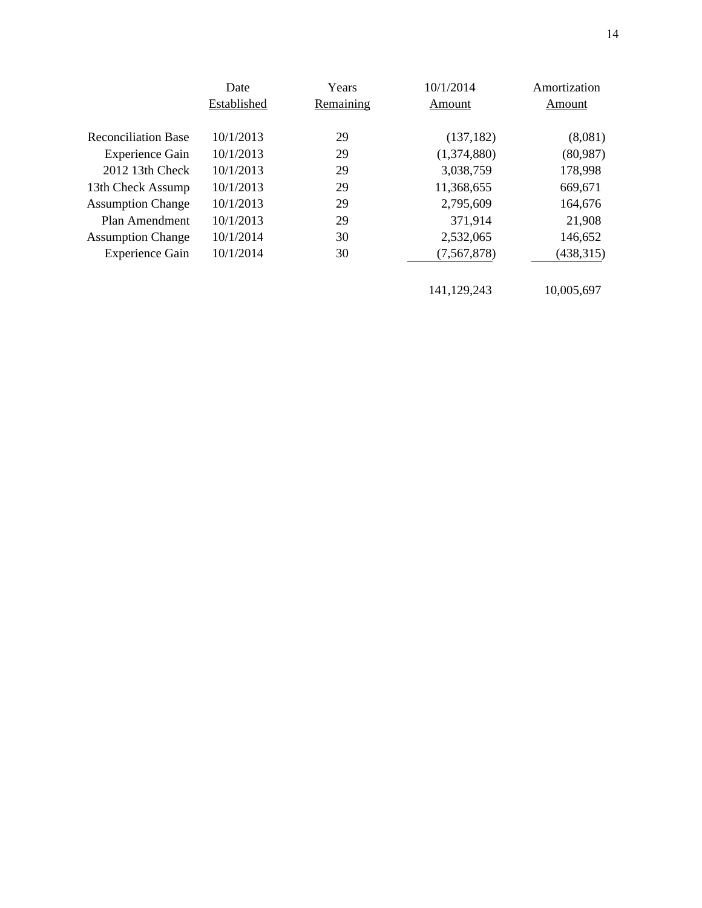|  | Date Established | Years Remaining | 10/1/2014 Amount | Amortization Amount |
|---|---|---|---|---|
| Reconciliation Base | 10/1/2013 | 29 | (137,182) | (8,081) |
| Experience Gain | 10/1/2013 | 29 | (1,374,880) | (80,987) |
| 2012 13th Check | 10/1/2013 | 29 | 3,038,759 | 178,998 |
| 13th Check Assump | 10/1/2013 | 29 | 11,368,655 | 669,671 |
| Assumption Change | 10/1/2013 | 29 | 2,795,609 | 164,676 |
| Plan Amendment | 10/1/2013 | 29 | 371,914 | 21,908 |
| Assumption Change | 10/1/2014 | 30 | 2,532,065 | 146,652 |
| Experience Gain | 10/1/2014 | 30 | (7,567,878) | (438,315) |
|  |  |  | 141,129,243 | 10,005,697 |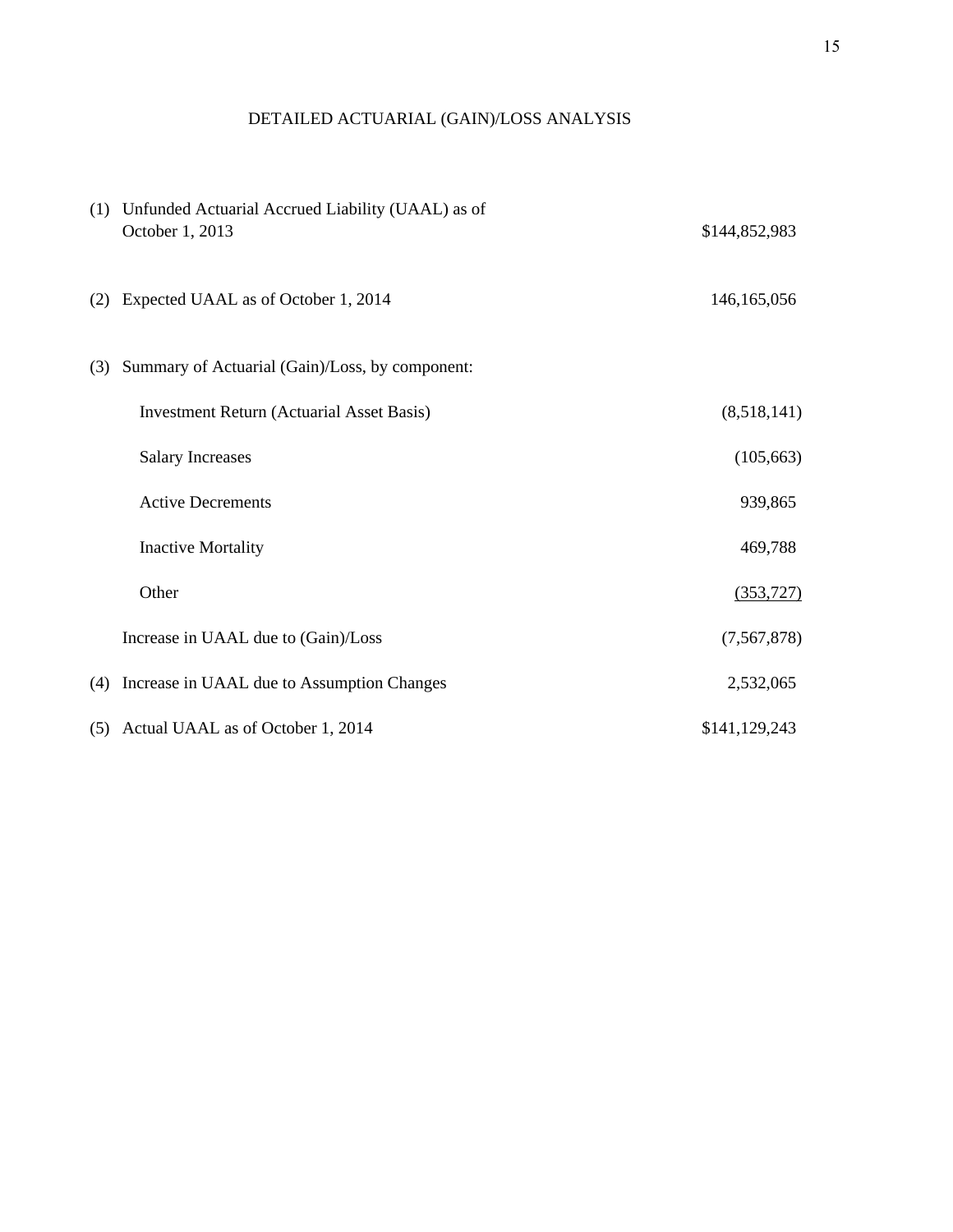# DETAILED ACTUARIAL (GAIN)/LOSS ANALYSIS

| | | |
|---|---|---|
| (1) | Unfunded Actuarial Accrued Liability (UAAL) as of October 1, 2013 | $144,852,983 |
| (2) | Expected UAAL as of October 1, 2014 | 146,165,056 |
| (3) | Summary of Actuarial (Gain)/Loss, by component: | |
| | Investment Return (Actuarial Asset Basis) | (8,518,141) |
| | Salary Increases | (105,663) |
| | Active Decrements | 939,865 |
| | Inactive Mortality | 469,788 |
| | Other | (353,727) |
| | Increase in UAAL due to (Gain)/Loss | (7,567,878) |
| (4) | Increase in UAAL due to Assumption Changes | 2,532,065 |
| (5) | Actual UAAL as of October 1, 2014 | $141,129,243 |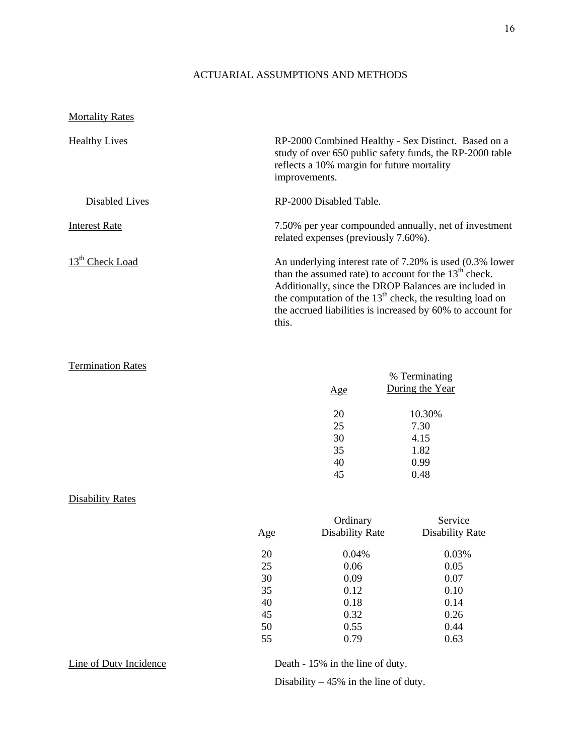# ACTUARIAL ASSUMPTIONS AND METHODS

Mortality Rates

Healthy Lives — RP-2000 Combined Healthy - Sex Distinct. Based on a study of over 650 public safety funds, the RP-2000 table reflects a 10% margin for future mortality improvements.

Disabled Lives — RP-2000 Disabled Table.

Interest Rate — 7.50% per year compounded annually, net of investment related expenses (previously 7.60%).

13th Check Load — An underlying interest rate of 7.20% is used (0.3% lower than the assumed rate) to account for the 13th check. Additionally, since the DROP Balances are included in the computation of the 13th check, the resulting load on the accrued liabilities is increased by 60% to account for this.

Termination Rates

| Age | % Terminating During the Year |
|---|---|
| 20 | 10.30% |
| 25 | 7.30 |
| 30 | 4.15 |
| 35 | 1.82 |
| 40 | 0.99 |
| 45 | 0.48 |

Disability Rates

| Age | Ordinary Disability Rate | Service Disability Rate |
|---|---|---|
| 20 | 0.04% | 0.03% |
| 25 | 0.06 | 0.05 |
| 30 | 0.09 | 0.07 |
| 35 | 0.12 | 0.10 |
| 40 | 0.18 | 0.14 |
| 45 | 0.32 | 0.26 |
| 50 | 0.55 | 0.44 |
| 55 | 0.79 | 0.63 |

Line of Duty Incidence — Death - 15% in the line of duty.

Disability – 45% in the line of duty.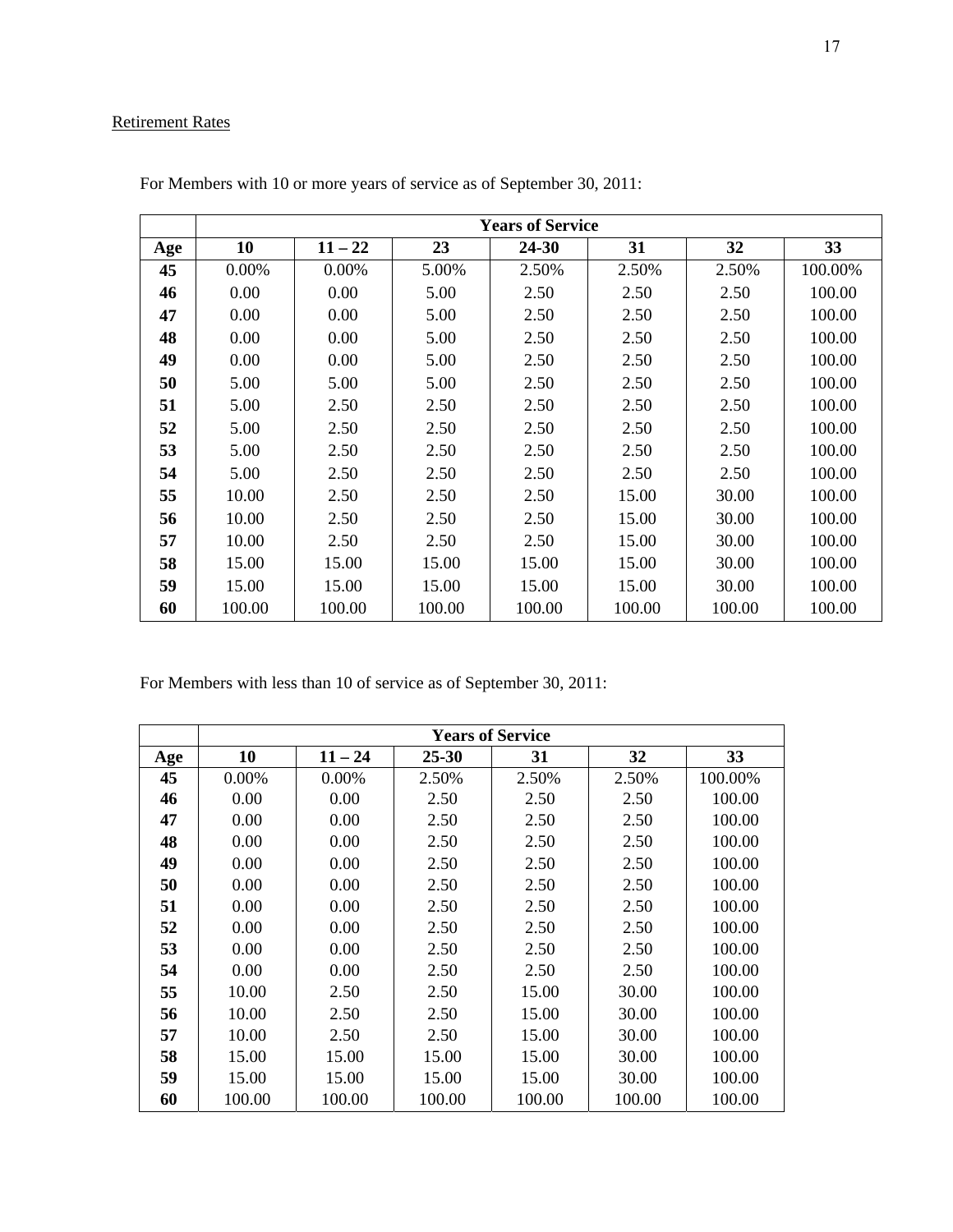Retirement Rates

For Members with 10 or more years of service as of September 30, 2011:

| | Years of Service | | | | | | |
|---|---|---|---|---|---|---|---|
| Age | 10 | 11 – 22 | 23 | 24-30 | 31 | 32 | 33 |
| 45 | 0.00% | 0.00% | 5.00% | 2.50% | 2.50% | 2.50% | 100.00% |
| 46 | 0.00 | 0.00 | 5.00 | 2.50 | 2.50 | 2.50 | 100.00 |
| 47 | 0.00 | 0.00 | 5.00 | 2.50 | 2.50 | 2.50 | 100.00 |
| 48 | 0.00 | 0.00 | 5.00 | 2.50 | 2.50 | 2.50 | 100.00 |
| 49 | 0.00 | 0.00 | 5.00 | 2.50 | 2.50 | 2.50 | 100.00 |
| 50 | 5.00 | 5.00 | 5.00 | 2.50 | 2.50 | 2.50 | 100.00 |
| 51 | 5.00 | 2.50 | 2.50 | 2.50 | 2.50 | 2.50 | 100.00 |
| 52 | 5.00 | 2.50 | 2.50 | 2.50 | 2.50 | 2.50 | 100.00 |
| 53 | 5.00 | 2.50 | 2.50 | 2.50 | 2.50 | 2.50 | 100.00 |
| 54 | 5.00 | 2.50 | 2.50 | 2.50 | 2.50 | 2.50 | 100.00 |
| 55 | 10.00 | 2.50 | 2.50 | 2.50 | 15.00 | 30.00 | 100.00 |
| 56 | 10.00 | 2.50 | 2.50 | 2.50 | 15.00 | 30.00 | 100.00 |
| 57 | 10.00 | 2.50 | 2.50 | 2.50 | 15.00 | 30.00 | 100.00 |
| 58 | 15.00 | 15.00 | 15.00 | 15.00 | 15.00 | 30.00 | 100.00 |
| 59 | 15.00 | 15.00 | 15.00 | 15.00 | 15.00 | 30.00 | 100.00 |
| 60 | 100.00 | 100.00 | 100.00 | 100.00 | 100.00 | 100.00 | 100.00 |

For Members with less than 10 of service as of September 30, 2011:

| | Years of Service | | | | | |
|---|---|---|---|---|---|---|
| Age | 10 | 11 – 24 | 25-30 | 31 | 32 | 33 |
| 45 | 0.00% | 0.00% | 2.50% | 2.50% | 2.50% | 100.00% |
| 46 | 0.00 | 0.00 | 2.50 | 2.50 | 2.50 | 100.00 |
| 47 | 0.00 | 0.00 | 2.50 | 2.50 | 2.50 | 100.00 |
| 48 | 0.00 | 0.00 | 2.50 | 2.50 | 2.50 | 100.00 |
| 49 | 0.00 | 0.00 | 2.50 | 2.50 | 2.50 | 100.00 |
| 50 | 0.00 | 0.00 | 2.50 | 2.50 | 2.50 | 100.00 |
| 51 | 0.00 | 0.00 | 2.50 | 2.50 | 2.50 | 100.00 |
| 52 | 0.00 | 0.00 | 2.50 | 2.50 | 2.50 | 100.00 |
| 53 | 0.00 | 0.00 | 2.50 | 2.50 | 2.50 | 100.00 |
| 54 | 0.00 | 0.00 | 2.50 | 2.50 | 2.50 | 100.00 |
| 55 | 10.00 | 2.50 | 2.50 | 15.00 | 30.00 | 100.00 |
| 56 | 10.00 | 2.50 | 2.50 | 15.00 | 30.00 | 100.00 |
| 57 | 10.00 | 2.50 | 2.50 | 15.00 | 30.00 | 100.00 |
| 58 | 15.00 | 15.00 | 15.00 | 15.00 | 30.00 | 100.00 |
| 59 | 15.00 | 15.00 | 15.00 | 15.00 | 30.00 | 100.00 |
| 60 | 100.00 | 100.00 | 100.00 | 100.00 | 100.00 | 100.00 |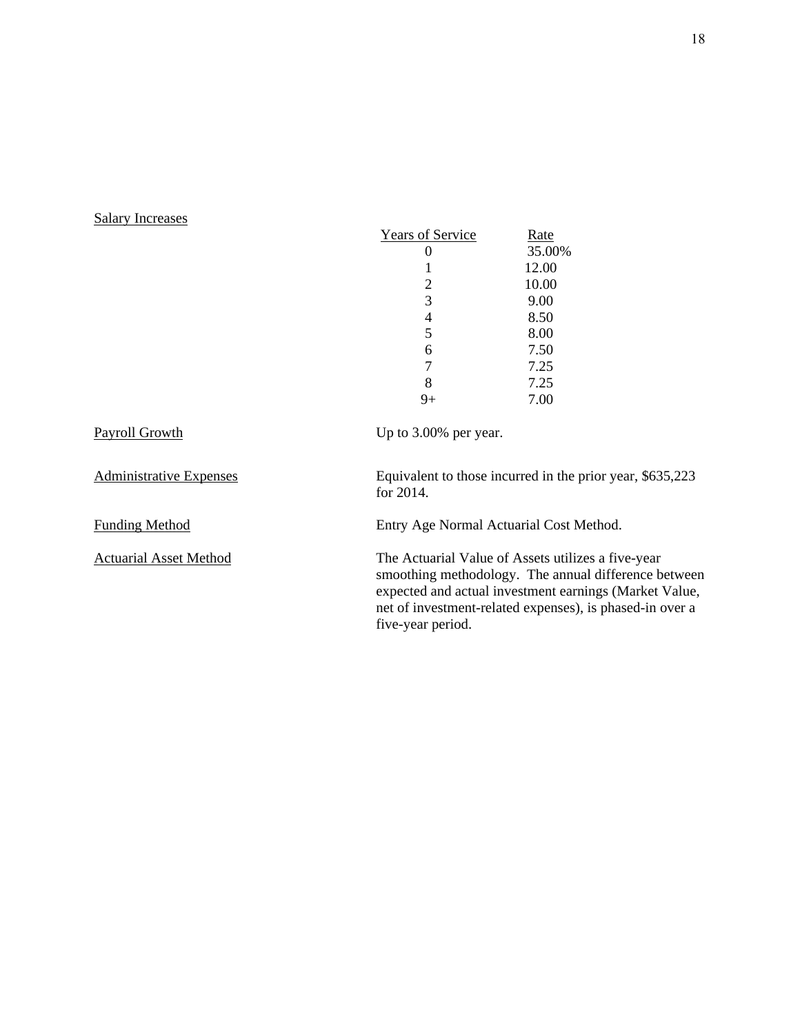Salary Increases

| Years of Service | Rate |
|---|---|
| 0 | 35.00% |
| 1 | 12.00 |
| 2 | 10.00 |
| 3 | 9.00 |
| 4 | 8.50 |
| 5 | 8.00 |
| 6 | 7.50 |
| 7 | 7.25 |
| 8 | 7.25 |
| 9+ | 7.00 |

Payroll Growth — Up to 3.00% per year.

Administrative Expenses — Equivalent to those incurred in the prior year, $635,223 for 2014.

Funding Method — Entry Age Normal Actuarial Cost Method.

Actuarial Asset Method — The Actuarial Value of Assets utilizes a five-year smoothing methodology. The annual difference between expected and actual investment earnings (Market Value, net of investment-related expenses), is phased-in over a five-year period.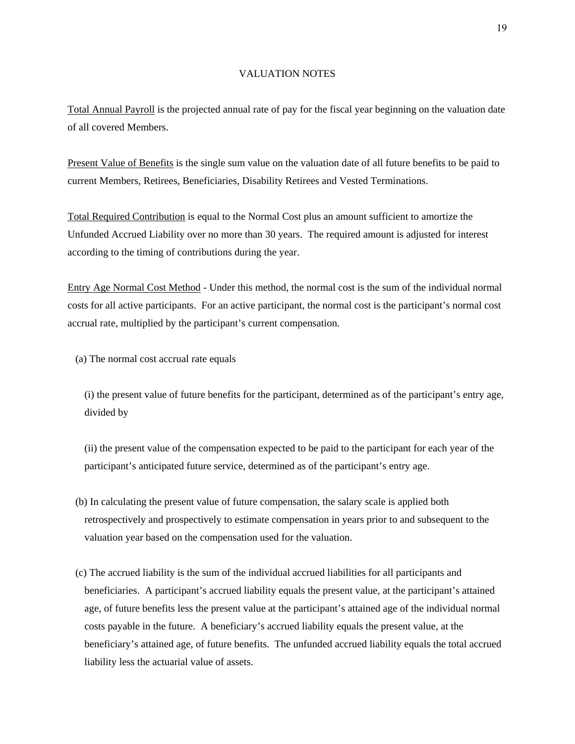## VALUATION NOTES

Total Annual Payroll is the projected annual rate of pay for the fiscal year beginning on the valuation date of all covered Members.

Present Value of Benefits is the single sum value on the valuation date of all future benefits to be paid to current Members, Retirees, Beneficiaries, Disability Retirees and Vested Terminations.

Total Required Contribution is equal to the Normal Cost plus an amount sufficient to amortize the Unfunded Accrued Liability over no more than 30 years. The required amount is adjusted for interest according to the timing of contributions during the year.

Entry Age Normal Cost Method - Under this method, the normal cost is the sum of the individual normal costs for all active participants. For an active participant, the normal cost is the participant's normal cost accrual rate, multiplied by the participant's current compensation.

(a) The normal cost accrual rate equals

(i) the present value of future benefits for the participant, determined as of the participant's entry age, divided by

(ii) the present value of the compensation expected to be paid to the participant for each year of the participant's anticipated future service, determined as of the participant's entry age.

(b) In calculating the present value of future compensation, the salary scale is applied both retrospectively and prospectively to estimate compensation in years prior to and subsequent to the valuation year based on the compensation used for the valuation.

(c) The accrued liability is the sum of the individual accrued liabilities for all participants and beneficiaries. A participant's accrued liability equals the present value, at the participant's attained age, of future benefits less the present value at the participant's attained age of the individual normal costs payable in the future. A beneficiary's accrued liability equals the present value, at the beneficiary's attained age, of future benefits. The unfunded accrued liability equals the total accrued liability less the actuarial value of assets.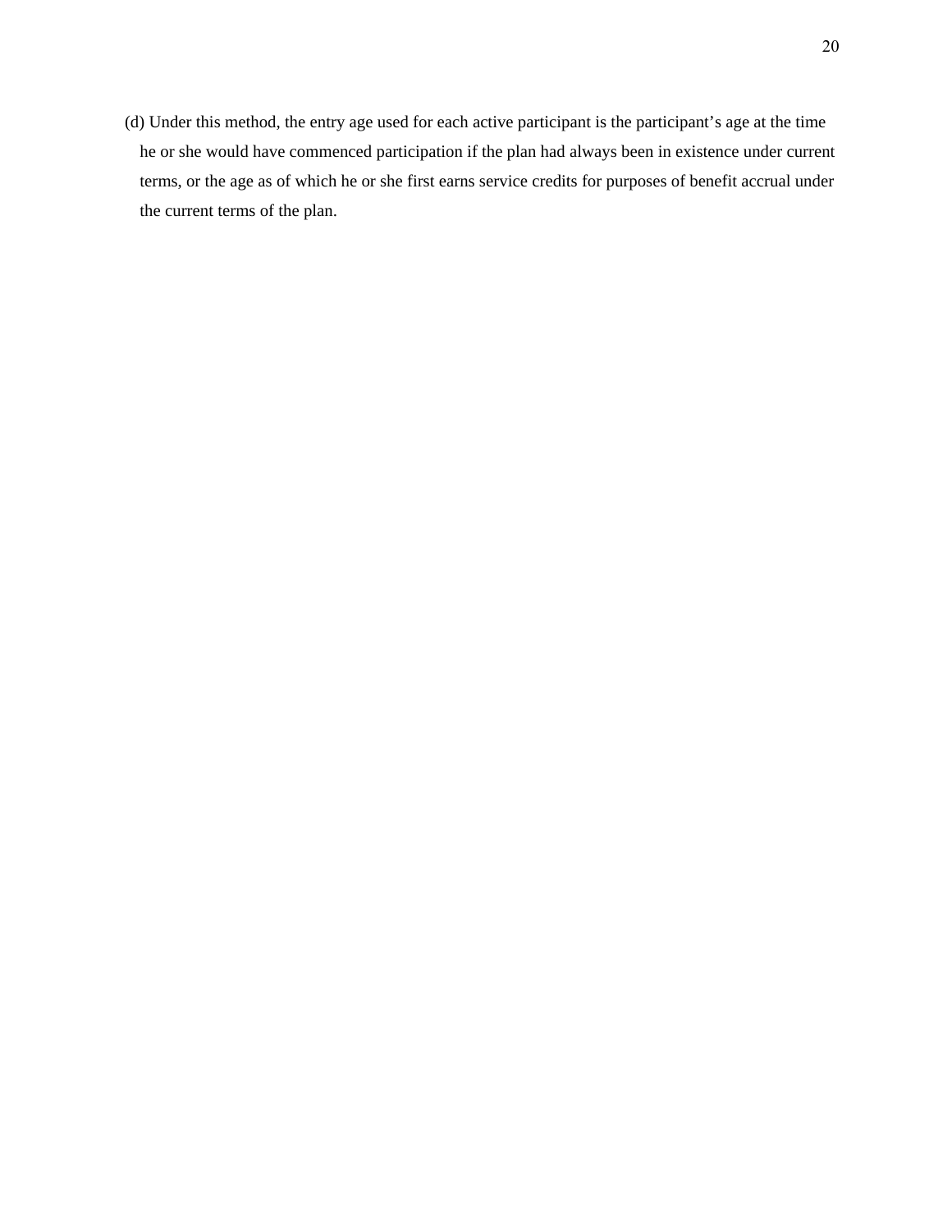(d) Under this method, the entry age used for each active participant is the participant's age at the time he or she would have commenced participation if the plan had always been in existence under current terms, or the age as of which he or she first earns service credits for purposes of benefit accrual under the current terms of the plan.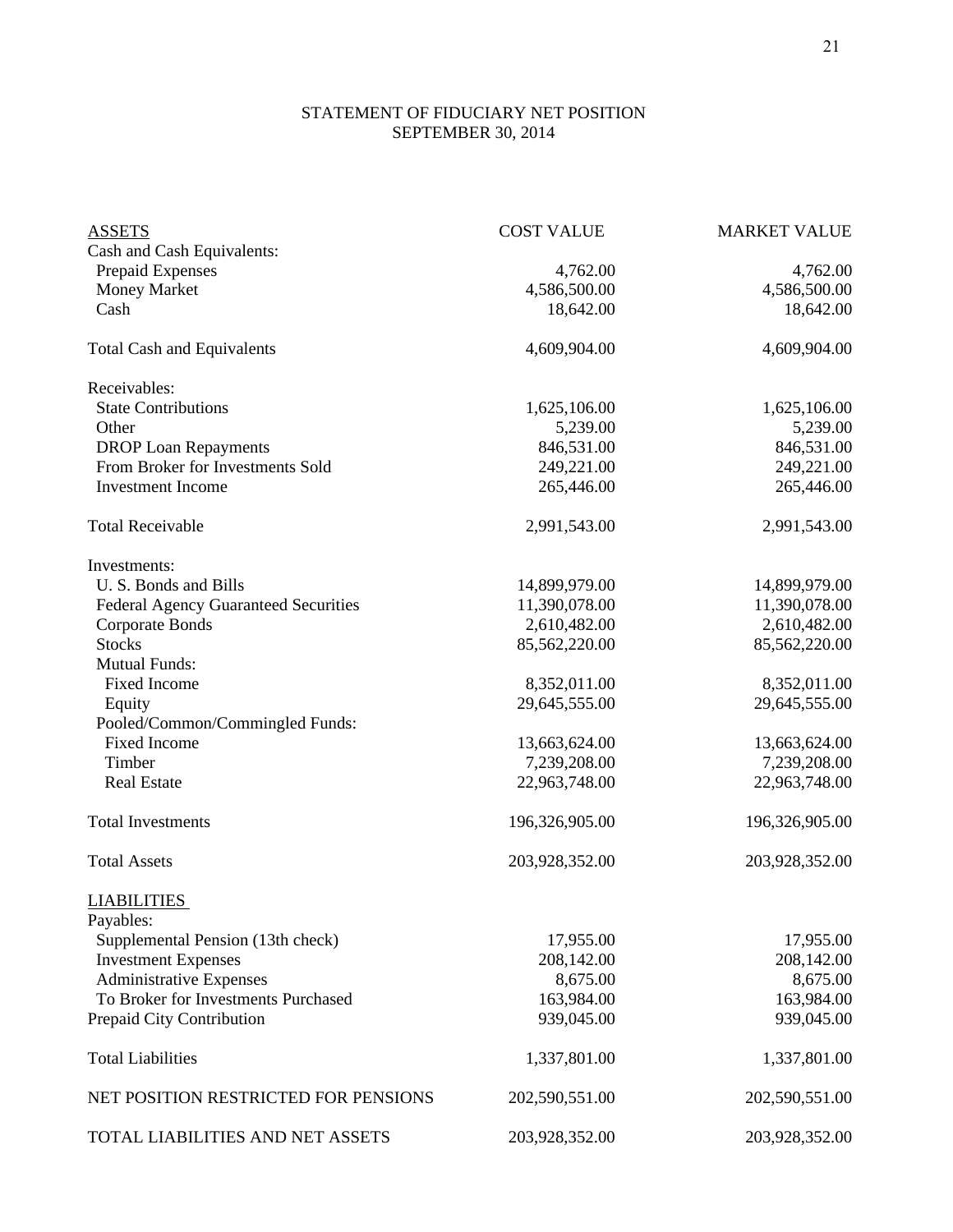# STATEMENT OF FIDUCIARY NET POSITION
## SEPTEMBER 30, 2014

| ASSETS | COST VALUE | MARKET VALUE |
|---|---|---|
| Cash and Cash Equivalents: | | |
| Prepaid Expenses | 4,762.00 | 4,762.00 |
| Money Market | 4,586,500.00 | 4,586,500.00 |
| Cash | 18,642.00 | 18,642.00 |
| Total Cash and Equivalents | 4,609,904.00 | 4,609,904.00 |
| Receivables: | | |
| State Contributions | 1,625,106.00 | 1,625,106.00 |
| Other | 5,239.00 | 5,239.00 |
| DROP Loan Repayments | 846,531.00 | 846,531.00 |
| From Broker for Investments Sold | 249,221.00 | 249,221.00 |
| Investment Income | 265,446.00 | 265,446.00 |
| Total Receivable | 2,991,543.00 | 2,991,543.00 |
| Investments: | | |
| U. S. Bonds and Bills | 14,899,979.00 | 14,899,979.00 |
| Federal Agency Guaranteed Securities | 11,390,078.00 | 11,390,078.00 |
| Corporate Bonds | 2,610,482.00 | 2,610,482.00 |
| Stocks | 85,562,220.00 | 85,562,220.00 |
| Mutual Funds: | | |
| Fixed Income | 8,352,011.00 | 8,352,011.00 |
| Equity | 29,645,555.00 | 29,645,555.00 |
| Pooled/Common/Commingled Funds: | | |
| Fixed Income | 13,663,624.00 | 13,663,624.00 |
| Timber | 7,239,208.00 | 7,239,208.00 |
| Real Estate | 22,963,748.00 | 22,963,748.00 |
| Total Investments | 196,326,905.00 | 196,326,905.00 |
| Total Assets | 203,928,352.00 | 203,928,352.00 |
| **LIABILITIES** | | |
| Payables: | | |
| Supplemental Pension (13th check) | 17,955.00 | 17,955.00 |
| Investment Expenses | 208,142.00 | 208,142.00 |
| Administrative Expenses | 8,675.00 | 8,675.00 |
| To Broker for Investments Purchased | 163,984.00 | 163,984.00 |
| Prepaid City Contribution | 939,045.00 | 939,045.00 |
| Total Liabilities | 1,337,801.00 | 1,337,801.00 |
| NET POSITION RESTRICTED FOR PENSIONS | 202,590,551.00 | 202,590,551.00 |
| TOTAL LIABILITIES AND NET ASSETS | 203,928,352.00 | 203,928,352.00 |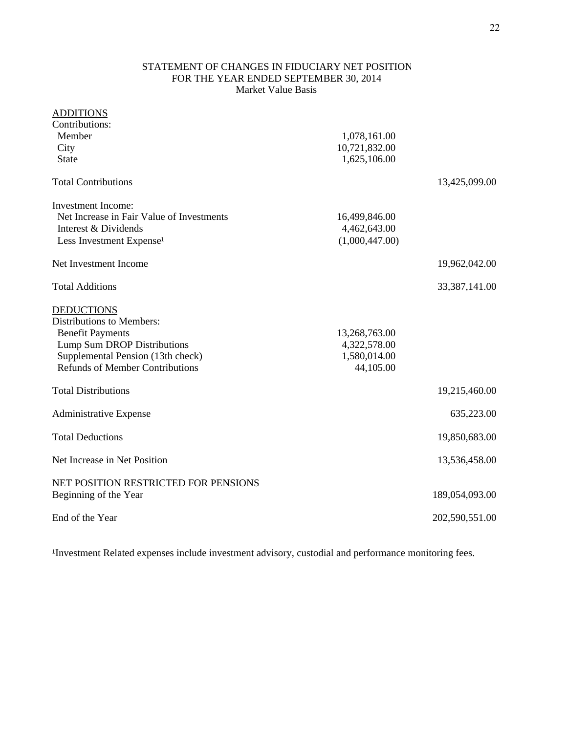# STATEMENT OF CHANGES IN FIDUCIARY NET POSITION
## FOR THE YEAR ENDED SEPTEMBER 30, 2014
### Market Value Basis

| | | |
|---|---|---|
| ADDITIONS | | |
| Contributions: | | |
| Member | 1,078,161.00 | |
| City | 10,721,832.00 | |
| State | 1,625,106.00 | |
| Total Contributions | | 13,425,099.00 |
| Investment Income: | | |
| Net Increase in Fair Value of Investments | 16,499,846.00 | |
| Interest & Dividends | 4,462,643.00 | |
| Less Investment Expense[1] | (1,000,447.00) | |
| Net Investment Income | | 19,962,042.00 |
| Total Additions | | 33,387,141.00 |
| DEDUCTIONS | | |
| Distributions to Members: | | |
| Benefit Payments | 13,268,763.00 | |
| Lump Sum DROP Distributions | 4,322,578.00 | |
| Supplemental Pension (13th check) | 1,580,014.00 | |
| Refunds of Member Contributions | 44,105.00 | |
| Total Distributions | | 19,215,460.00 |
| Administrative Expense | | 635,223.00 |
| Total Deductions | | 19,850,683.00 |
| Net Increase in Net Position | | 13,536,458.00 |
| NET POSITION RESTRICTED FOR PENSIONS | | |
| Beginning of the Year | | 189,054,093.00 |
| End of the Year | | 202,590,551.00 |

[1]Investment Related expenses include investment advisory, custodial and performance monitoring fees.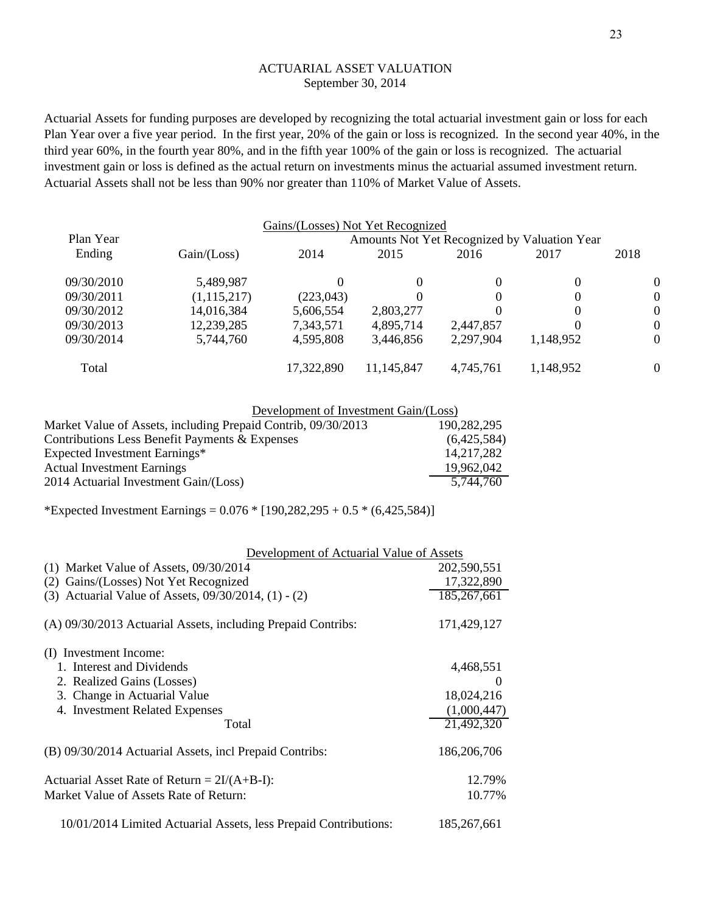# ACTUARIAL ASSET VALUATION
September 30, 2014

Actuarial Assets for funding purposes are developed by recognizing the total actuarial investment gain or loss for each Plan Year over a five year period. In the first year, 20% of the gain or loss is recognized. In the second year 40%, in the third year 60%, in the fourth year 80%, and in the fifth year 100% of the gain or loss is recognized. The actuarial investment gain or loss is defined as the actual return on investments minus the actuarial assumed investment return. Actuarial Assets shall not be less than 90% nor greater than 110% of Market Value of Assets.

Gains/(Losses) Not Yet Recognized

| Plan Year Ending | Gain/(Loss) | Amounts Not Yet Recognized by Valuation Year | | | | |
|---|---|---|---|---|---|---|
| | | 2014 | 2015 | 2016 | 2017 | 2018 |
| 09/30/2010 | 5,489,987 | 0 | 0 | 0 | 0 | 0 |
| 09/30/2011 | (1,115,217) | (223,043) | 0 | 0 | 0 | 0 |
| 09/30/2012 | 14,016,384 | 5,606,554 | 2,803,277 | 0 | 0 | 0 |
| 09/30/2013 | 12,239,285 | 7,343,571 | 4,895,714 | 2,447,857 | 0 | 0 |
| 09/30/2014 | 5,744,760 | 4,595,808 | 3,446,856 | 2,297,904 | 1,148,952 | 0 |
| Total | | 17,322,890 | 11,145,847 | 4,745,761 | 1,148,952 | 0 |

Development of Investment Gain/(Loss)

| | |
|---|---|
| Market Value of Assets, including Prepaid Contrib, 09/30/2013 | 190,282,295 |
| Contributions Less Benefit Payments & Expenses | (6,425,584) |
| Expected Investment Earnings* | 14,217,282 |
| Actual Investment Earnings | 19,962,042 |
| 2014 Actuarial Investment Gain/(Loss) | 5,744,760 |

*Expected Investment Earnings = 0.076 * [190,282,295 + 0.5 * (6,425,584)]

Development of Actuarial Value of Assets

| | |
|---|---|
| (1) Market Value of Assets, 09/30/2014 | 202,590,551 |
| (2) Gains/(Losses) Not Yet Recognized | 17,322,890 |
| (3) Actuarial Value of Assets, 09/30/2014, (1) - (2) | 185,267,661 |
| | |
| (A) 09/30/2013 Actuarial Assets, including Prepaid Contribs: | 171,429,127 |
| | |
| (I) Investment Income: | |
| 1. Interest and Dividends | 4,468,551 |
| 2. Realized Gains (Losses) | 0 |
| 3. Change in Actuarial Value | 18,024,216 |
| 4. Investment Related Expenses | (1,000,447) |
| Total | 21,492,320 |
| | |
| (B) 09/30/2014 Actuarial Assets, incl Prepaid Contribs: | 186,206,706 |
| | |
| Actuarial Asset Rate of Return = 2I/(A+B-I): | 12.79% |
| Market Value of Assets Rate of Return: | 10.77% |
| | |
| 10/01/2014 Limited Actuarial Assets, less Prepaid Contributions: | 185,267,661 |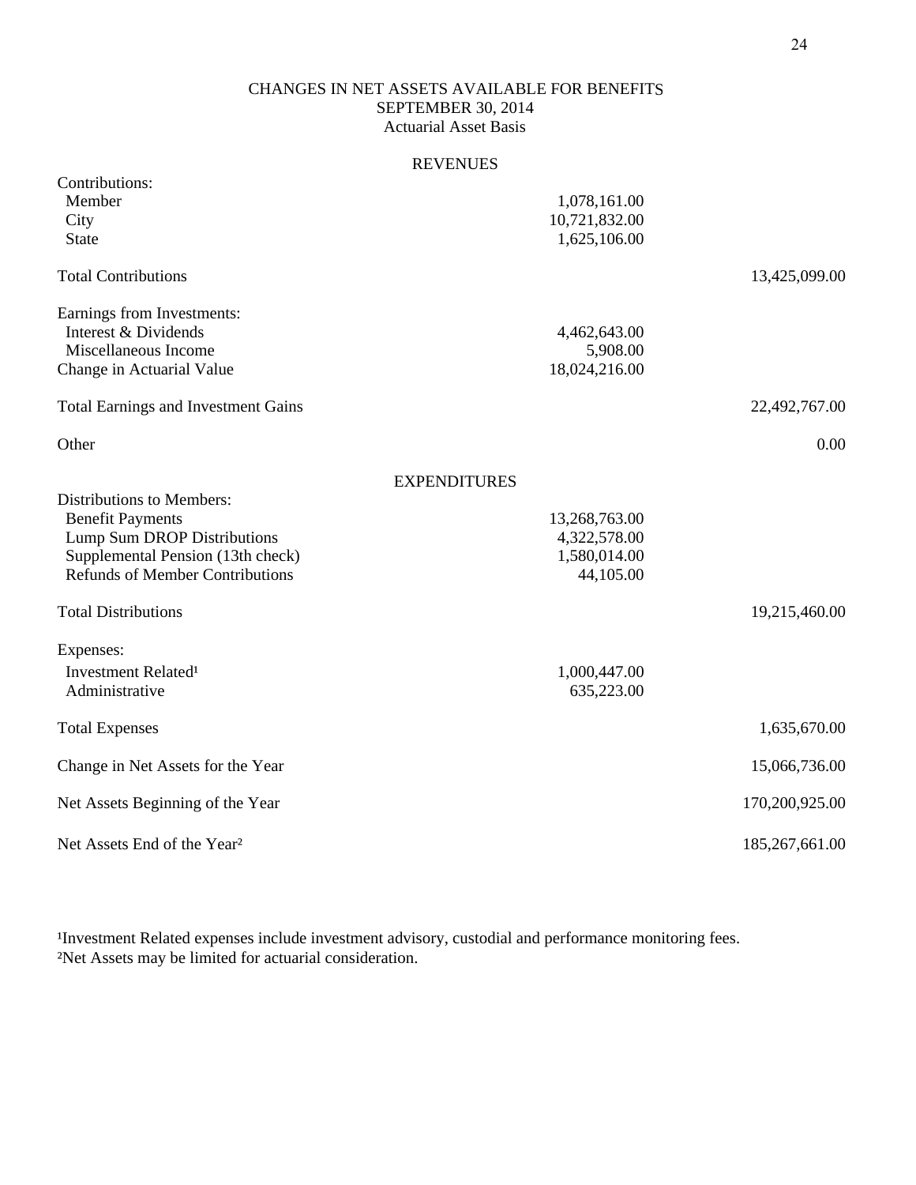# CHANGES IN NET ASSETS AVAILABLE FOR BENEFITS
## SEPTEMBER 30, 2014
### Actuarial Asset Basis

| | | |
|---|---|---|
| **REVENUES** | | |
| Contributions: | | |
| Member | 1,078,161.00 | |
| City | 10,721,832.00 | |
| State | 1,625,106.00 | |
| Total Contributions | | 13,425,099.00 |
| Earnings from Investments: | | |
| Interest & Dividends | 4,462,643.00 | |
| Miscellaneous Income | 5,908.00 | |
| Change in Actuarial Value | 18,024,216.00 | |
| Total Earnings and Investment Gains | | 22,492,767.00 |
| Other | | 0.00 |
| **EXPENDITURES** | | |
| Distributions to Members: | | |
| Benefit Payments | 13,268,763.00 | |
| Lump Sum DROP Distributions | 4,322,578.00 | |
| Supplemental Pension (13th check) | 1,580,014.00 | |
| Refunds of Member Contributions | 44,105.00 | |
| Total Distributions | | 19,215,460.00 |
| Expenses: | | |
| Investment Related[1] | 1,000,447.00 | |
| Administrative | 635,223.00 | |
| Total Expenses | | 1,635,670.00 |
| Change in Net Assets for the Year | | 15,066,736.00 |
| Net Assets Beginning of the Year | | 170,200,925.00 |
| Net Assets End of the Year[2] | | 185,267,661.00 |

[1]Investment Related expenses include investment advisory, custodial and performance monitoring fees.
[2]Net Assets may be limited for actuarial consideration.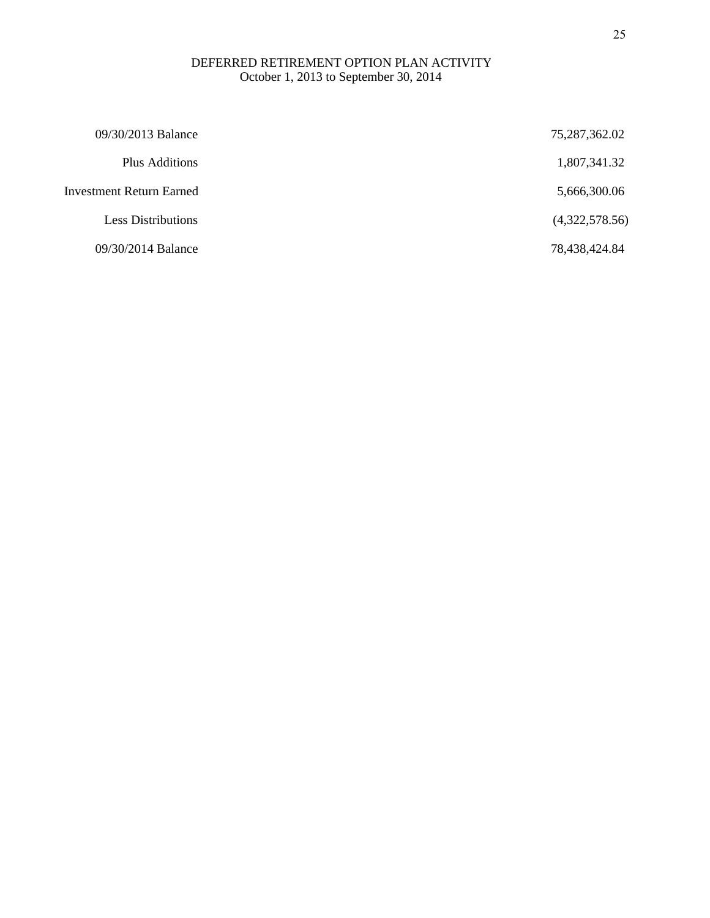# DEFERRED RETIREMENT OPTION PLAN ACTIVITY
October 1, 2013 to September 30, 2014

| | |
|---|---|
| 09/30/2013 Balance | 75,287,362.02 |
| Plus Additions | 1,807,341.32 |
| Investment Return Earned | 5,666,300.06 |
| Less Distributions | (4,322,578.56) |
| 09/30/2014 Balance | 78,438,424.84 |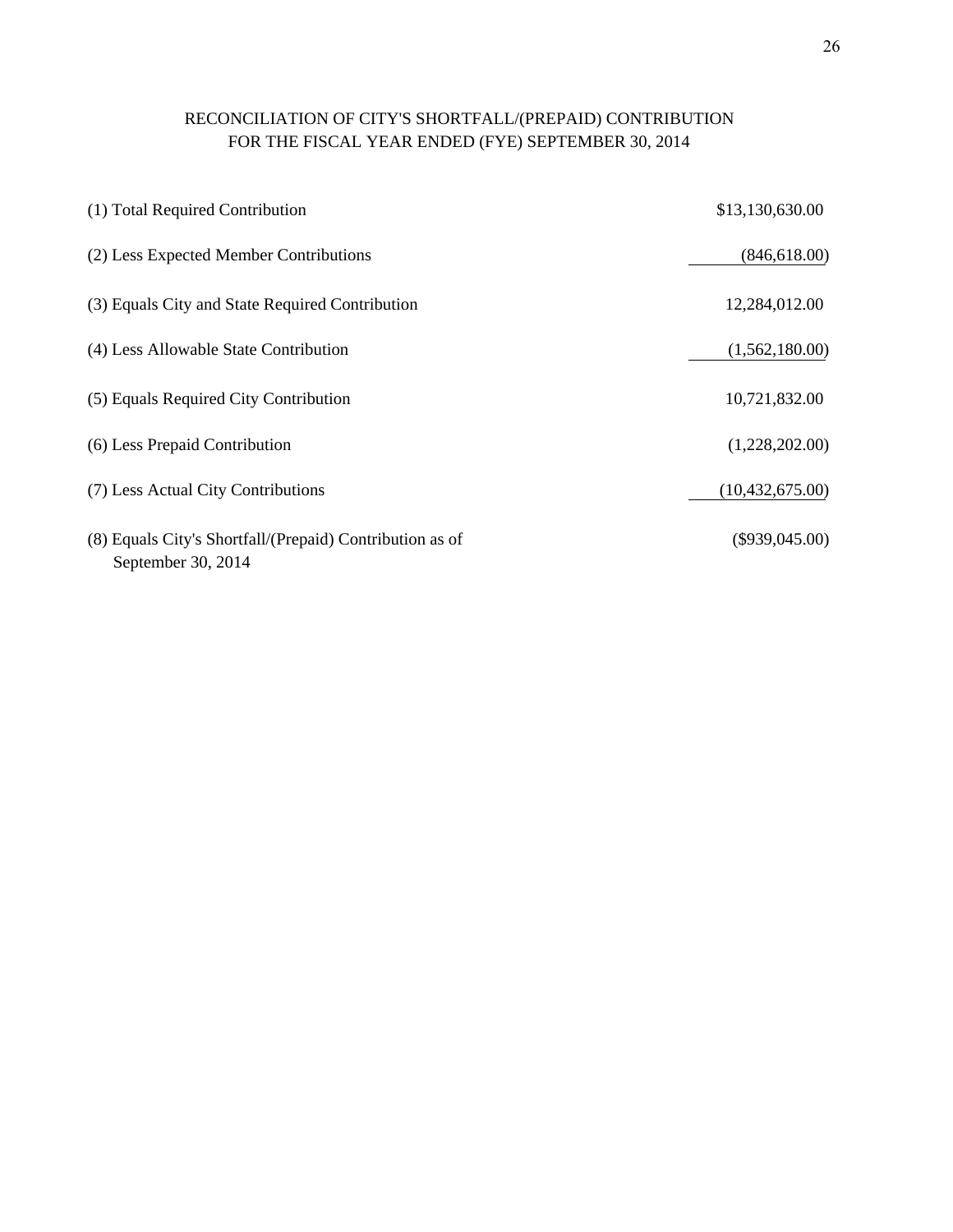# RECONCILIATION OF CITY'S SHORTFALL/(PREPAID) CONTRIBUTION
# FOR THE FISCAL YEAR ENDED (FYE) SEPTEMBER 30, 2014

| | |
|---|---|
| (1) Total Required Contribution | $13,130,630.00 |
| (2) Less Expected Member Contributions | (846,618.00) |
| (3) Equals City and State Required Contribution | 12,284,012.00 |
| (4) Less Allowable State Contribution | (1,562,180.00) |
| (5) Equals Required City Contribution | 10,721,832.00 |
| (6) Less Prepaid Contribution | (1,228,202.00) |
| (7) Less Actual City Contributions | (10,432,675.00) |
| (8) Equals City's Shortfall/(Prepaid) Contribution as of September 30, 2014 | ($939,045.00) |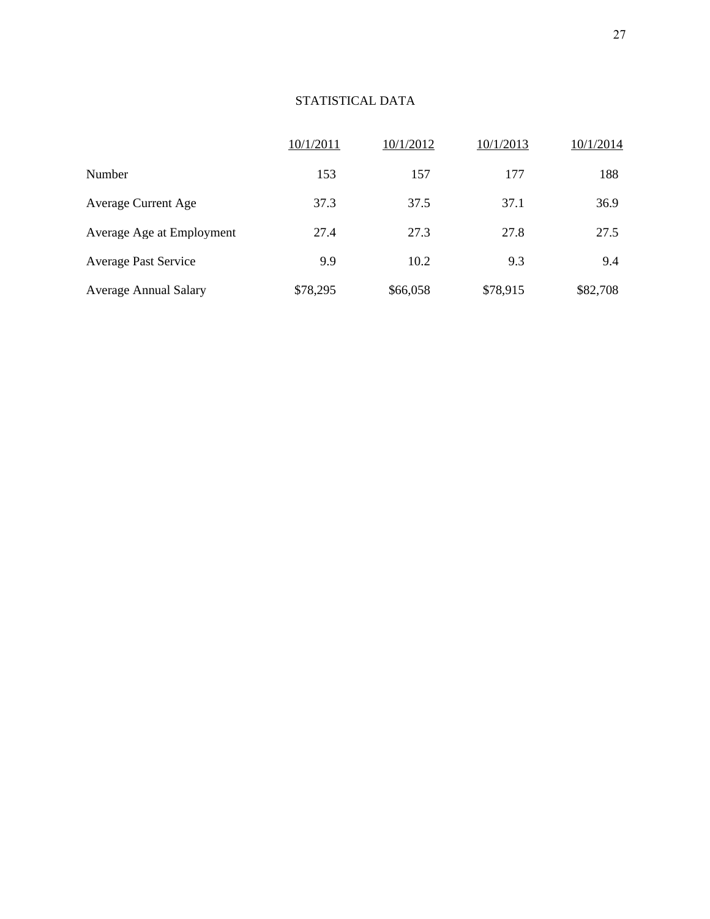## STATISTICAL DATA

| | 10/1/2011 | 10/1/2012 | 10/1/2013 | 10/1/2014 |
|---|---|---|---|---|
| Number | 153 | 157 | 177 | 188 |
| Average Current Age | 37.3 | 37.5 | 37.1 | 36.9 |
| Average Age at Employment | 27.4 | 27.3 | 27.8 | 27.5 |
| Average Past Service | 9.9 | 10.2 | 9.3 | 9.4 |
| Average Annual Salary | $78,295 | $66,058 | $78,915 | $82,708 |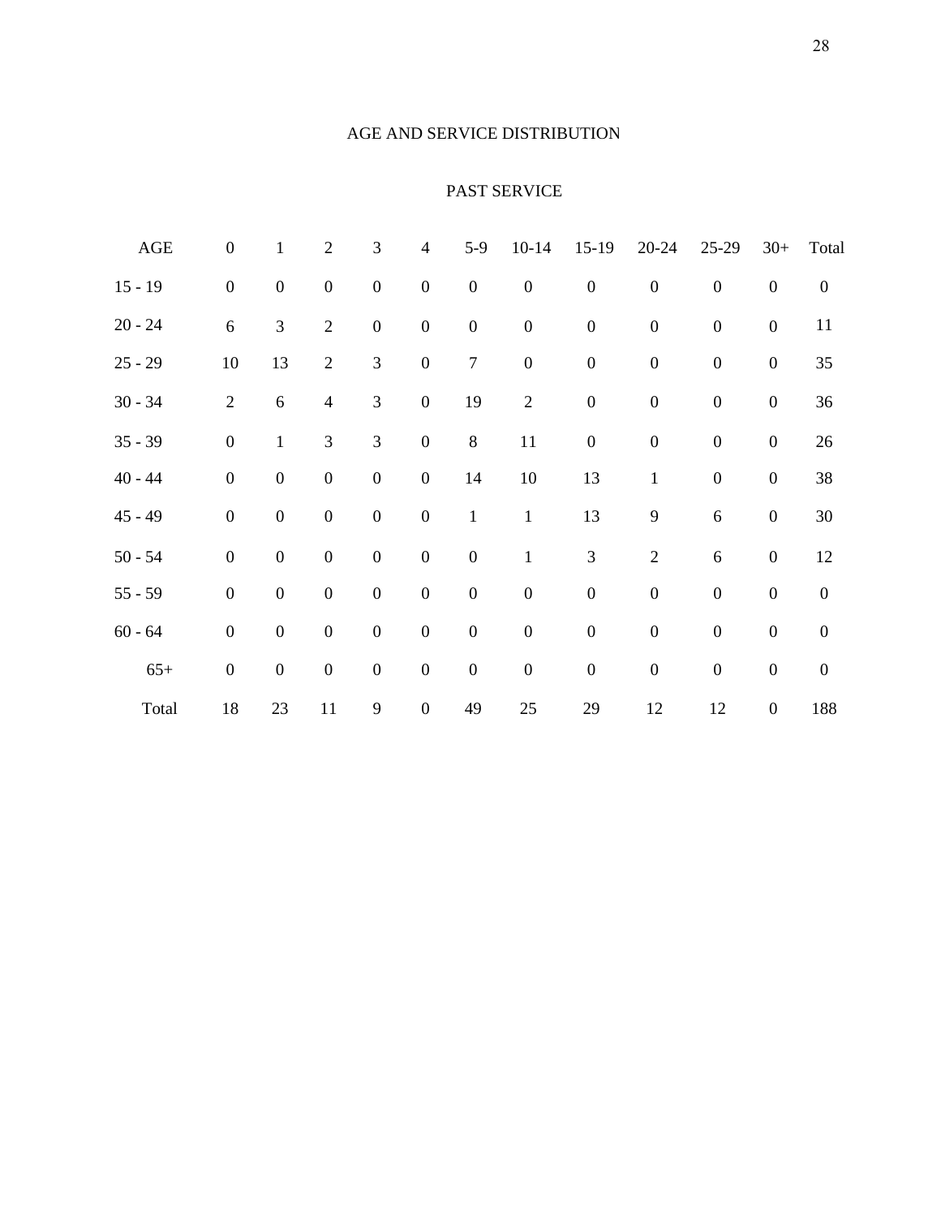## AGE AND SERVICE DISTRIBUTION

### PAST SERVICE

| AGE | 0 | 1 | 2 | 3 | 4 | 5-9 | 10-14 | 15-19 | 20-24 | 25-29 | 30+ | Total |
|---|---|---|---|---|---|---|---|---|---|---|---|---|
| 15 - 19 | 0 | 0 | 0 | 0 | 0 | 0 | 0 | 0 | 0 | 0 | 0 | 0 |
| 20 - 24 | 6 | 3 | 2 | 0 | 0 | 0 | 0 | 0 | 0 | 0 | 0 | 11 |
| 25 - 29 | 10 | 13 | 2 | 3 | 0 | 7 | 0 | 0 | 0 | 0 | 0 | 35 |
| 30 - 34 | 2 | 6 | 4 | 3 | 0 | 19 | 2 | 0 | 0 | 0 | 0 | 36 |
| 35 - 39 | 0 | 1 | 3 | 3 | 0 | 8 | 11 | 0 | 0 | 0 | 0 | 26 |
| 40 - 44 | 0 | 0 | 0 | 0 | 0 | 14 | 10 | 13 | 1 | 0 | 0 | 38 |
| 45 - 49 | 0 | 0 | 0 | 0 | 0 | 1 | 1 | 13 | 9 | 6 | 0 | 30 |
| 50 - 54 | 0 | 0 | 0 | 0 | 0 | 0 | 1 | 3 | 2 | 6 | 0 | 12 |
| 55 - 59 | 0 | 0 | 0 | 0 | 0 | 0 | 0 | 0 | 0 | 0 | 0 | 0 |
| 60 - 64 | 0 | 0 | 0 | 0 | 0 | 0 | 0 | 0 | 0 | 0 | 0 | 0 |
| 65+ | 0 | 0 | 0 | 0 | 0 | 0 | 0 | 0 | 0 | 0 | 0 | 0 |
| Total | 18 | 23 | 11 | 9 | 0 | 49 | 25 | 29 | 12 | 12 | 0 | 188 |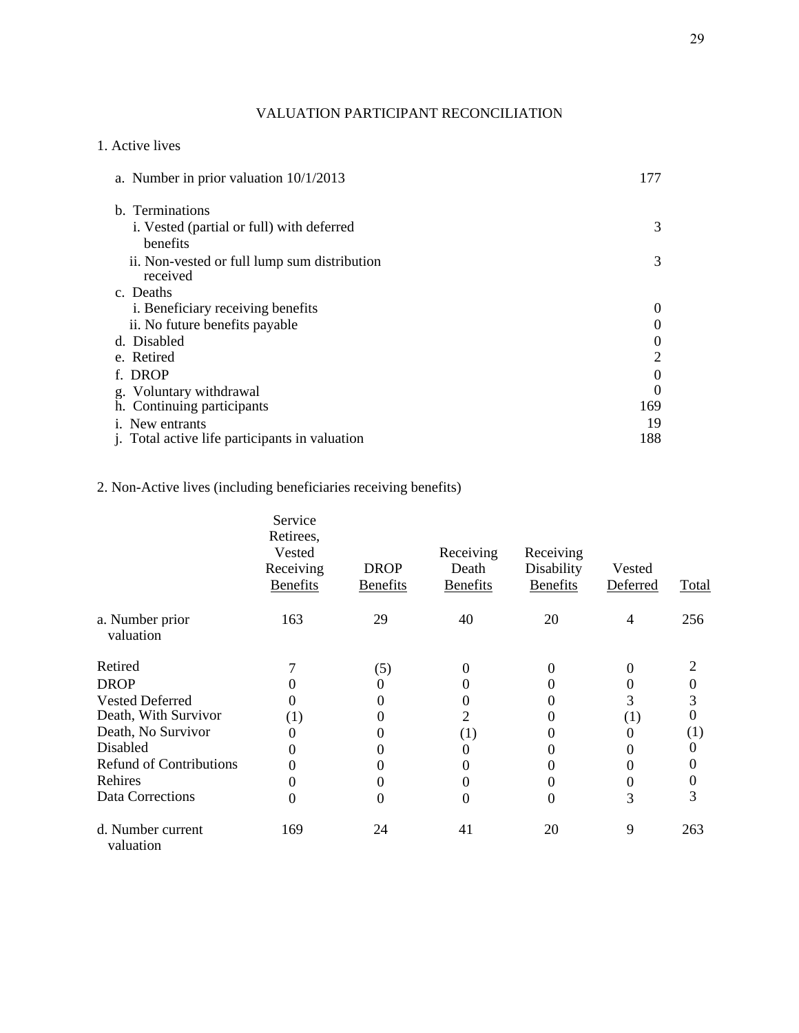# VALUATION PARTICIPANT RECONCILIATION

1. Active lives

| | |
|---|---|
| a. Number in prior valuation 10/1/2013 | 177 |
| b. Terminations | |
| i. Vested (partial or full) with deferred benefits | 3 |
| ii. Non-vested or full lump sum distribution received | 3 |
| c. Deaths | |
| i. Beneficiary receiving benefits | 0 |
| ii. No future benefits payable | 0 |
| d. Disabled | 0 |
| e. Retired | 2 |
| f. DROP | 0 |
| g. Voluntary withdrawal | 0 |
| h. Continuing participants | 169 |
| i. New entrants | 19 |
| j. Total active life participants in valuation | 188 |

2. Non-Active lives (including beneficiaries receiving benefits)

| | Service Retirees, Vested Receiving Benefits | DROP Benefits | Receiving Death Benefits | Receiving Disability Benefits | Vested Deferred | Total |
|---|---|---|---|---|---|---|
| a. Number prior valuation | 163 | 29 | 40 | 20 | 4 | 256 |
| Retired | 7 | (5) | 0 | 0 | 0 | 2 |
| DROP | 0 | 0 | 0 | 0 | 0 | 0 |
| Vested Deferred | 0 | 0 | 0 | 0 | 3 | 3 |
| Death, With Survivor | (1) | 0 | 2 | 0 | (1) | 0 |
| Death, No Survivor | 0 | 0 | (1) | 0 | 0 | (1) |
| Disabled | 0 | 0 | 0 | 0 | 0 | 0 |
| Refund of Contributions | 0 | 0 | 0 | 0 | 0 | 0 |
| Rehires | 0 | 0 | 0 | 0 | 0 | 0 |
| Data Corrections | 0 | 0 | 0 | 0 | 3 | 3 |
| d. Number current valuation | 169 | 24 | 41 | 20 | 9 | 263 |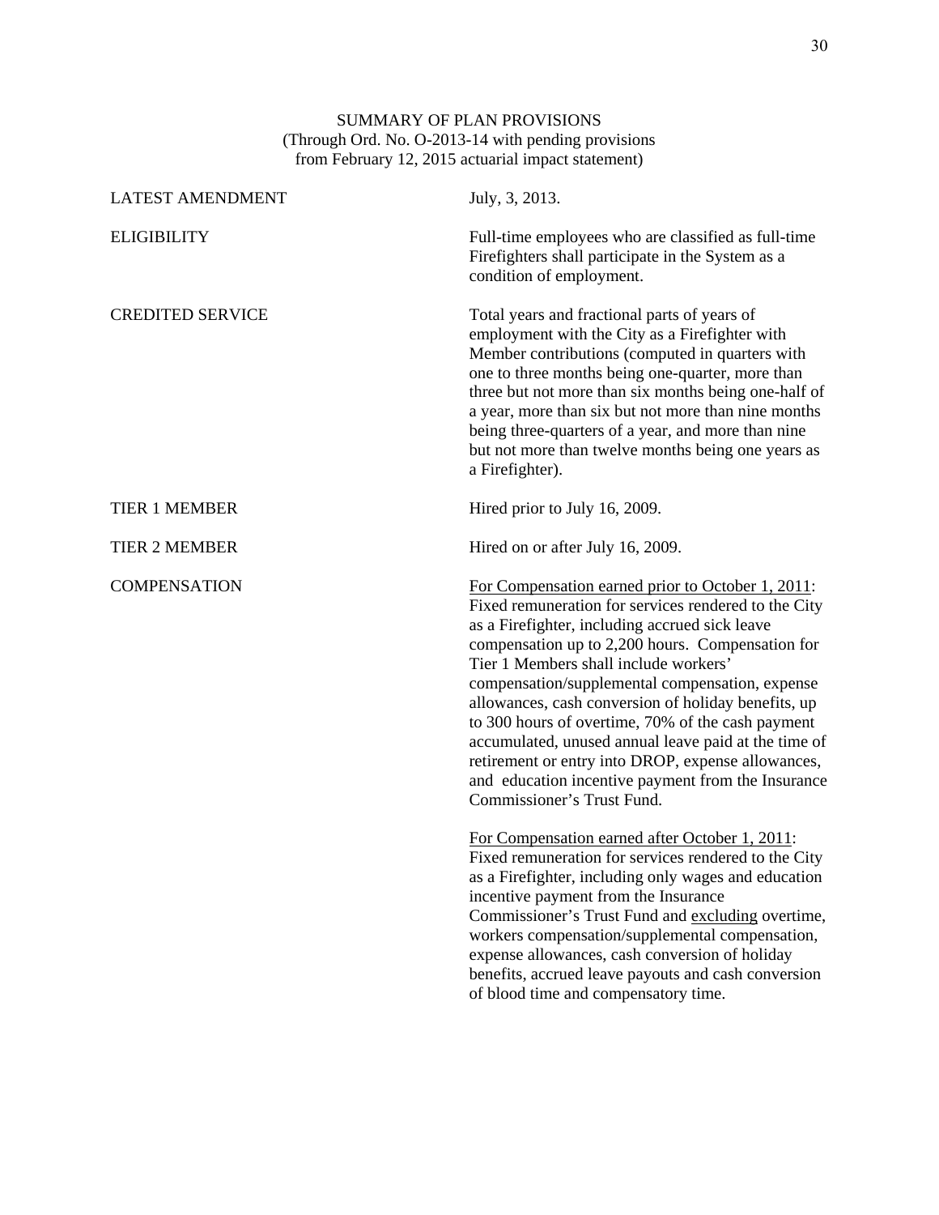# SUMMARY OF PLAN PROVISIONS
(Through Ord. No. O-2013-14 with pending provisions from February 12, 2015 actuarial impact statement)

**LATEST AMENDMENT**

July, 3, 2013.

**ELIGIBILITY**

Full-time employees who are classified as full-time Firefighters shall participate in the System as a condition of employment.

**CREDITED SERVICE**

Total years and fractional parts of years of employment with the City as a Firefighter with Member contributions (computed in quarters with one to three months being one-quarter, more than three but not more than six months being one-half of a year, more than six but not more than nine months being three-quarters of a year, and more than nine but not more than twelve months being one years as a Firefighter).

**TIER 1 MEMBER**

Hired prior to July 16, 2009.

**TIER 2 MEMBER**

Hired on or after July 16, 2009.

**COMPENSATION**

<u>For Compensation earned prior to October 1, 2011</u>: Fixed remuneration for services rendered to the City as a Firefighter, including accrued sick leave compensation up to 2,200 hours. Compensation for Tier 1 Members shall include workers' compensation/supplemental compensation, expense allowances, cash conversion of holiday benefits, up to 300 hours of overtime, 70% of the cash payment accumulated, unused annual leave paid at the time of retirement or entry into DROP, expense allowances, and education incentive payment from the Insurance Commissioner's Trust Fund.

<u>For Compensation earned after October 1, 2011</u>: Fixed remuneration for services rendered to the City as a Firefighter, including only wages and education incentive payment from the Insurance Commissioner's Trust Fund and <u>excluding</u> overtime, workers compensation/supplemental compensation, expense allowances, cash conversion of holiday benefits, accrued leave payouts and cash conversion of blood time and compensatory time.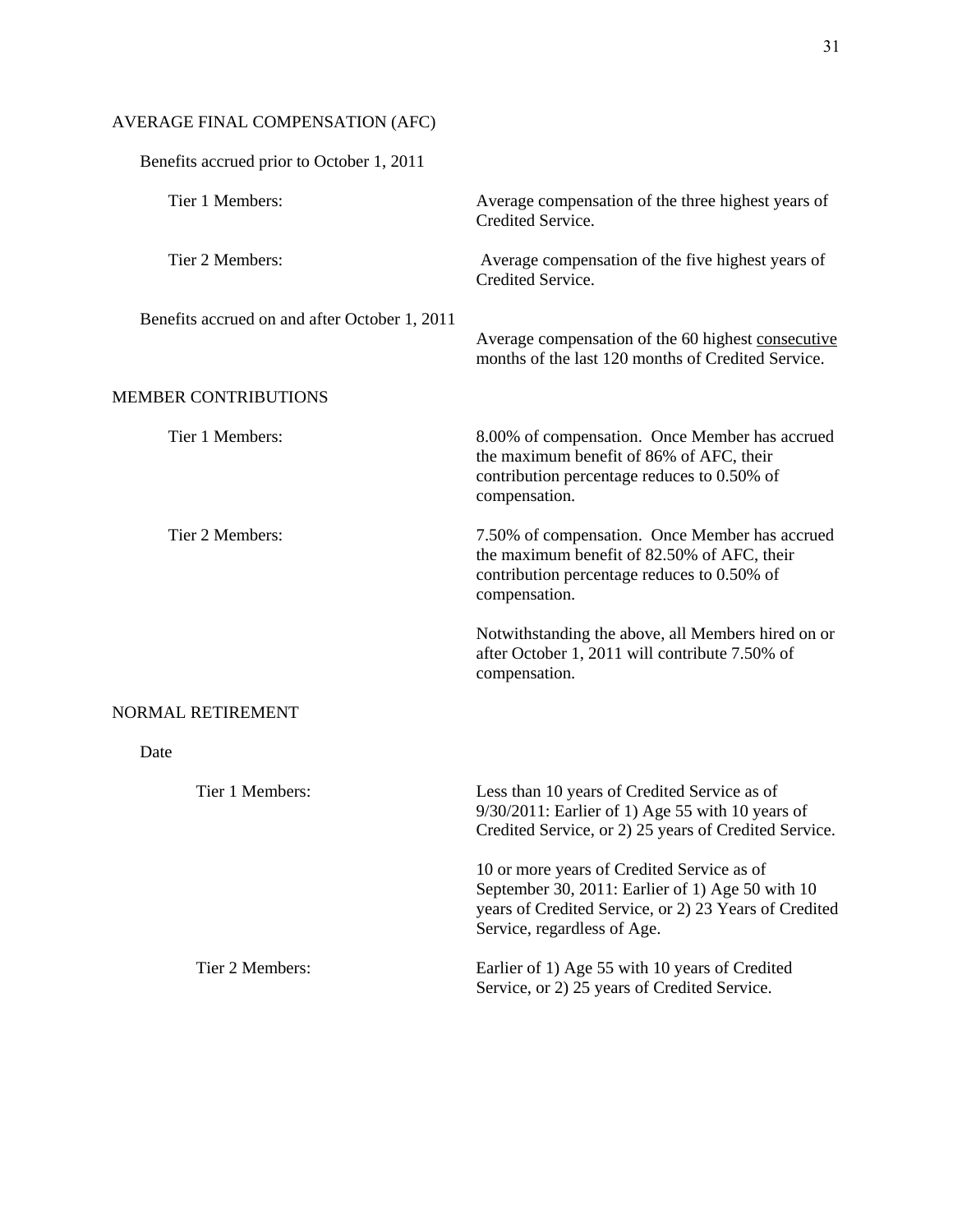## AVERAGE FINAL COMPENSATION (AFC)

### Benefits accrued prior to October 1, 2011

| | |
|---|---|
| Tier 1 Members: | Average compensation of the three highest years of Credited Service. |
| Tier 2 Members: | Average compensation of the five highest years of Credited Service. |

### Benefits accrued on and after October 1, 2011

Average compensation of the 60 highest consecutive months of the last 120 months of Credited Service.

## MEMBER CONTRIBUTIONS

| | |
|---|---|
| Tier 1 Members: | 8.00% of compensation. Once Member has accrued the maximum benefit of 86% of AFC, their contribution percentage reduces to 0.50% of compensation. |
| Tier 2 Members: | 7.50% of compensation. Once Member has accrued the maximum benefit of 82.50% of AFC, their contribution percentage reduces to 0.50% of compensation. |

Notwithstanding the above, all Members hired on or after October 1, 2011 will contribute 7.50% of compensation.

## NORMAL RETIREMENT

### Date

| | |
|---|---|
| Tier 1 Members: | Less than 10 years of Credited Service as of 9/30/2011: Earlier of 1) Age 55 with 10 years of Credited Service, or 2) 25 years of Credited Service.<br><br>10 or more years of Credited Service as of September 30, 2011: Earlier of 1) Age 50 with 10 years of Credited Service, or 2) 23 Years of Credited Service, regardless of Age. |
| Tier 2 Members: | Earlier of 1) Age 55 with 10 years of Credited Service, or 2) 25 years of Credited Service. |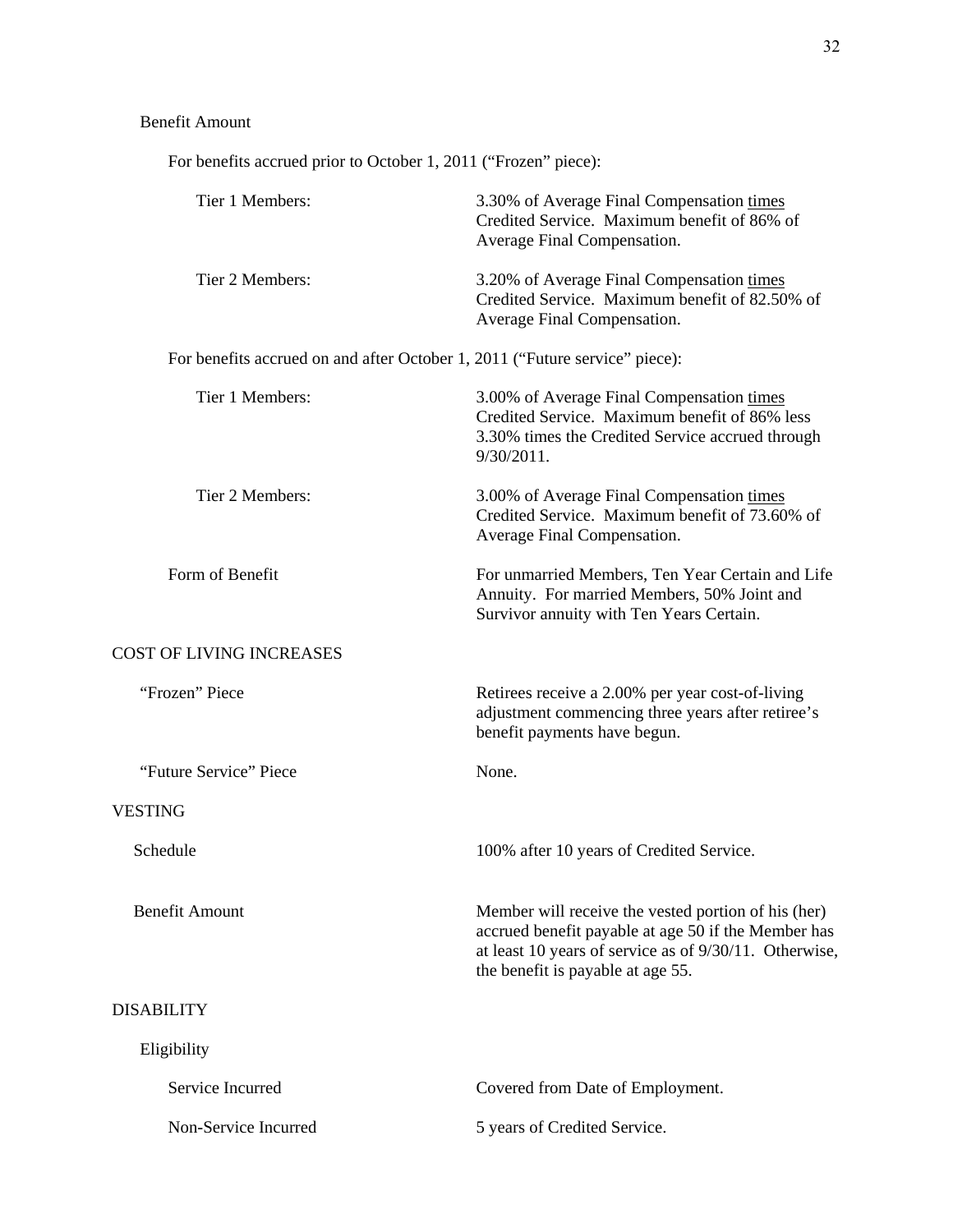Benefit Amount

For benefits accrued prior to October 1, 2011 ("Frozen" piece):

| | |
|---|---|
| Tier 1 Members: | 3.30% of Average Final Compensation <u>times</u> Credited Service. Maximum benefit of 86% of Average Final Compensation. |
| Tier 2 Members: | 3.20% of Average Final Compensation <u>times</u> Credited Service. Maximum benefit of 82.50% of Average Final Compensation. |

For benefits accrued on and after October 1, 2011 ("Future service" piece):

| | |
|---|---|
| Tier 1 Members: | 3.00% of Average Final Compensation <u>times</u> Credited Service. Maximum benefit of 86% less 3.30% times the Credited Service accrued through 9/30/2011. |
| Tier 2 Members: | 3.00% of Average Final Compensation <u>times</u> Credited Service. Maximum benefit of 73.60% of Average Final Compensation. |
| Form of Benefit | For unmarried Members, Ten Year Certain and Life Annuity. For married Members, 50% Joint and Survivor annuity with Ten Years Certain. |

COST OF LIVING INCREASES

| | |
|---|---|
| "Frozen" Piece | Retirees receive a 2.00% per year cost-of-living adjustment commencing three years after retiree's benefit payments have begun. |
| "Future Service" Piece | None. |

VESTING

| | |
|---|---|
| Schedule | 100% after 10 years of Credited Service. |
| Benefit Amount | Member will receive the vested portion of his (her) accrued benefit payable at age 50 if the Member has at least 10 years of service as of 9/30/11. Otherwise, the benefit is payable at age 55. |

DISABILITY

Eligibility

| | |
|---|---|
| Service Incurred | Covered from Date of Employment. |
| Non-Service Incurred | 5 years of Credited Service. |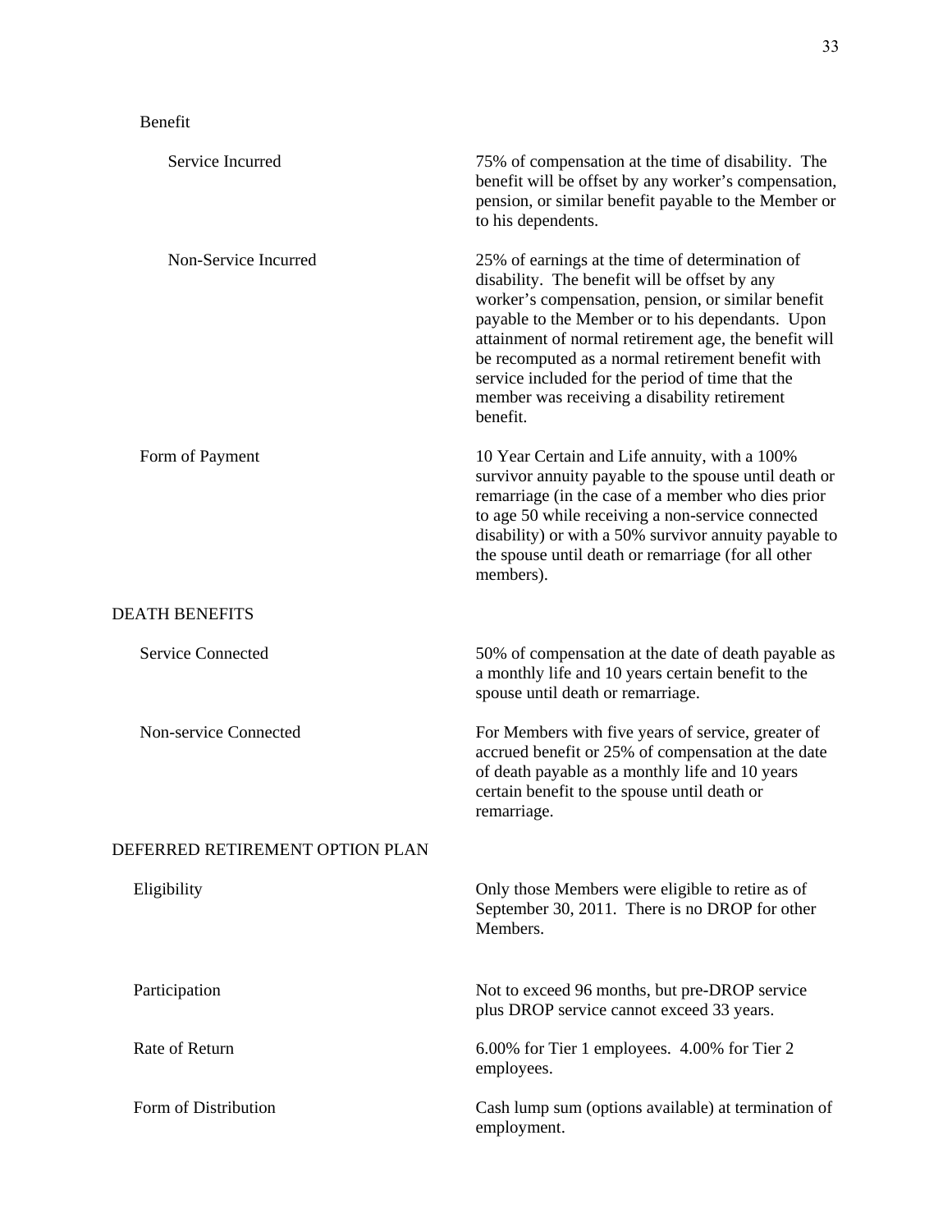Benefit

| | |
|---|---|
| Service Incurred | 75% of compensation at the time of disability. The benefit will be offset by any worker's compensation, pension, or similar benefit payable to the Member or to his dependents. |
| Non-Service Incurred | 25% of earnings at the time of determination of disability. The benefit will be offset by any worker's compensation, pension, or similar benefit payable to the Member or to his dependants. Upon attainment of normal retirement age, the benefit will be recomputed as a normal retirement benefit with service included for the period of time that the member was receiving a disability retirement benefit. |
| Form of Payment | 10 Year Certain and Life annuity, with a 100% survivor annuity payable to the spouse until death or remarriage (in the case of a member who dies prior to age 50 while receiving a non-service connected disability) or with a 50% survivor annuity payable to the spouse until death or remarriage (for all other members). |

DEATH BENEFITS

| | |
|---|---|
| Service Connected | 50% of compensation at the date of death payable as a monthly life and 10 years certain benefit to the spouse until death or remarriage. |
| Non-service Connected | For Members with five years of service, greater of accrued benefit or 25% of compensation at the date of death payable as a monthly life and 10 years certain benefit to the spouse until death or remarriage. |

DEFERRED RETIREMENT OPTION PLAN

| | |
|---|---|
| Eligibility | Only those Members were eligible to retire as of September 30, 2011. There is no DROP for other Members. |
| Participation | Not to exceed 96 months, but pre-DROP service plus DROP service cannot exceed 33 years. |
| Rate of Return | 6.00% for Tier 1 employees. 4.00% for Tier 2 employees. |
| Form of Distribution | Cash lump sum (options available) at termination of employment. |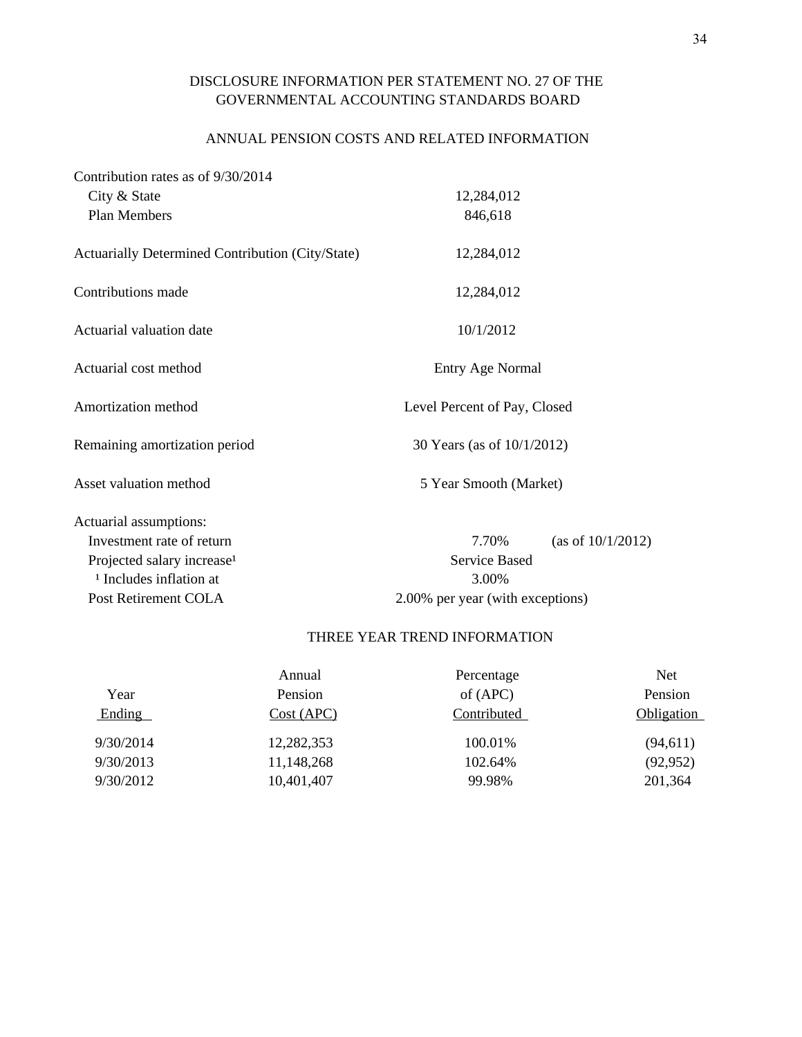# DISCLOSURE INFORMATION PER STATEMENT NO. 27 OF THE GOVERNMENTAL ACCOUNTING STANDARDS BOARD

## ANNUAL PENSION COSTS AND RELATED INFORMATION

| | | |
|---|---|---|
| Contribution rates as of 9/30/2014 | | |
| City & State | 12,284,012 | |
| Plan Members | 846,618 | |
| Actuarially Determined Contribution (City/State) | 12,284,012 | |
| Contributions made | 12,284,012 | |
| Actuarial valuation date | 10/1/2012 | |
| Actuarial cost method | Entry Age Normal | |
| Amortization method | Level Percent of Pay, Closed | |
| Remaining amortization period | 30 Years (as of 10/1/2012) | |
| Asset valuation method | 5 Year Smooth (Market) | |
| Actuarial assumptions: | | |
| Investment rate of return | 7.70% | (as of 10/1/2012) |
| Projected salary increase[1] | Service Based | |
| [1] Includes inflation at | 3.00% | |
| Post Retirement COLA | 2.00% per year (with exceptions) | |

## THREE YEAR TREND INFORMATION

| Year Ending | Annual Pension Cost (APC) | Percentage of (APC) Contributed | Net Pension Obligation |
|---|---|---|---|
| 9/30/2014 | 12,282,353 | 100.01% | (94,611) |
| 9/30/2013 | 11,148,268 | 102.64% | (92,952) |
| 9/30/2012 | 10,401,407 | 99.98% | 201,364 |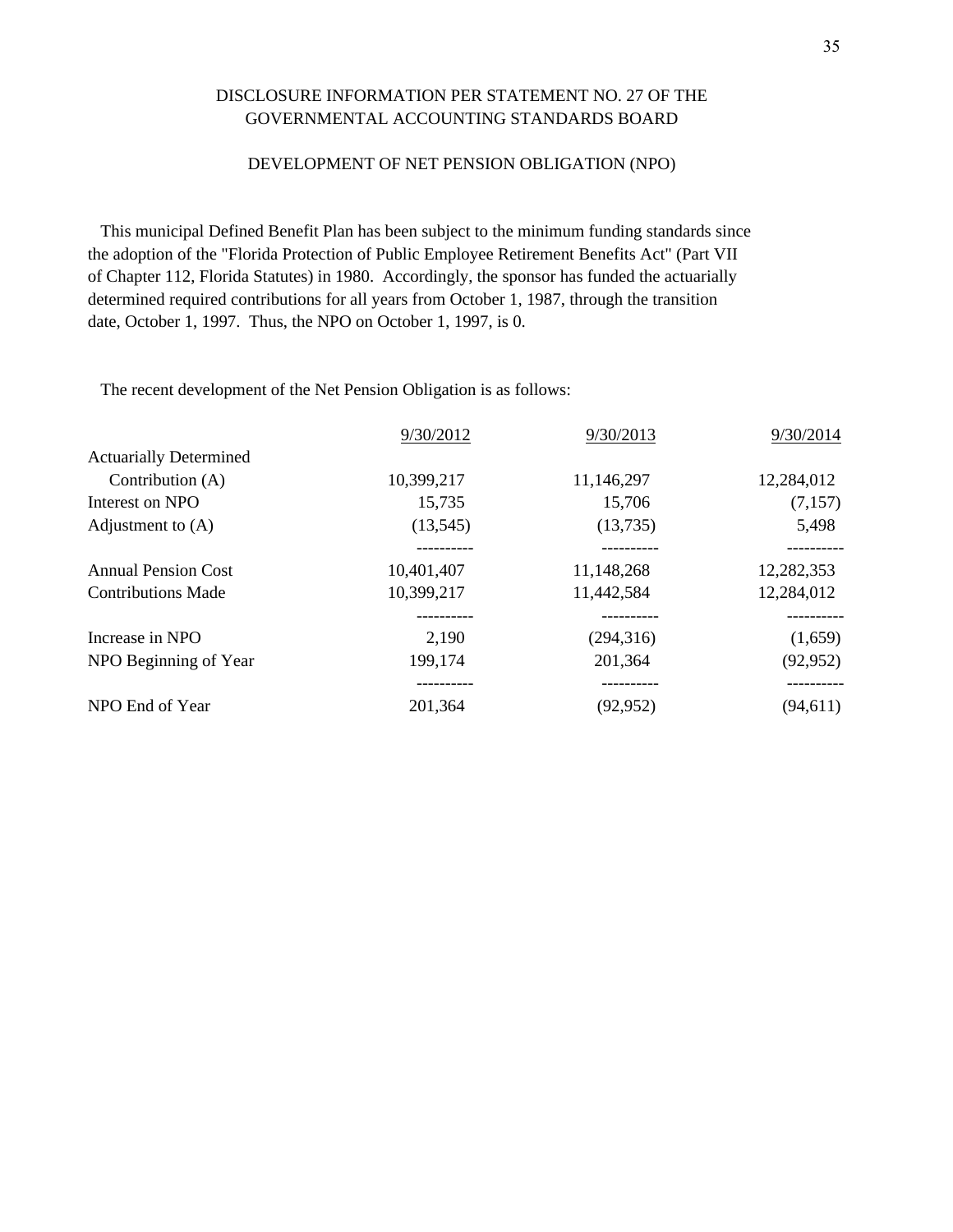## DISCLOSURE INFORMATION PER STATEMENT NO. 27 OF THE GOVERNMENTAL ACCOUNTING STANDARDS BOARD

### DEVELOPMENT OF NET PENSION OBLIGATION (NPO)

This municipal Defined Benefit Plan has been subject to the minimum funding standards since the adoption of the "Florida Protection of Public Employee Retirement Benefits Act" (Part VII of Chapter 112, Florida Statutes) in 1980. Accordingly, the sponsor has funded the actuarially determined required contributions for all years from October 1, 1987, through the transition date, October 1, 1997. Thus, the NPO on October 1, 1997, is 0.

The recent development of the Net Pension Obligation is as follows:

| | 9/30/2012 | 9/30/2013 | 9/30/2014 |
|---|---|---|---|
| Actuarially Determined Contribution (A) | 10,399,217 | 11,146,297 | 12,284,012 |
| Interest on NPO | 15,735 | 15,706 | (7,157) |
| Adjustment to (A) | (13,545) | (13,735) | 5,498 |
| Annual Pension Cost | 10,401,407 | 11,148,268 | 12,282,353 |
| Contributions Made | 10,399,217 | 11,442,584 | 12,284,012 |
| Increase in NPO | 2,190 | (294,316) | (1,659) |
| NPO Beginning of Year | 199,174 | 201,364 | (92,952) |
| NPO End of Year | 201,364 | (92,952) | (94,611) |